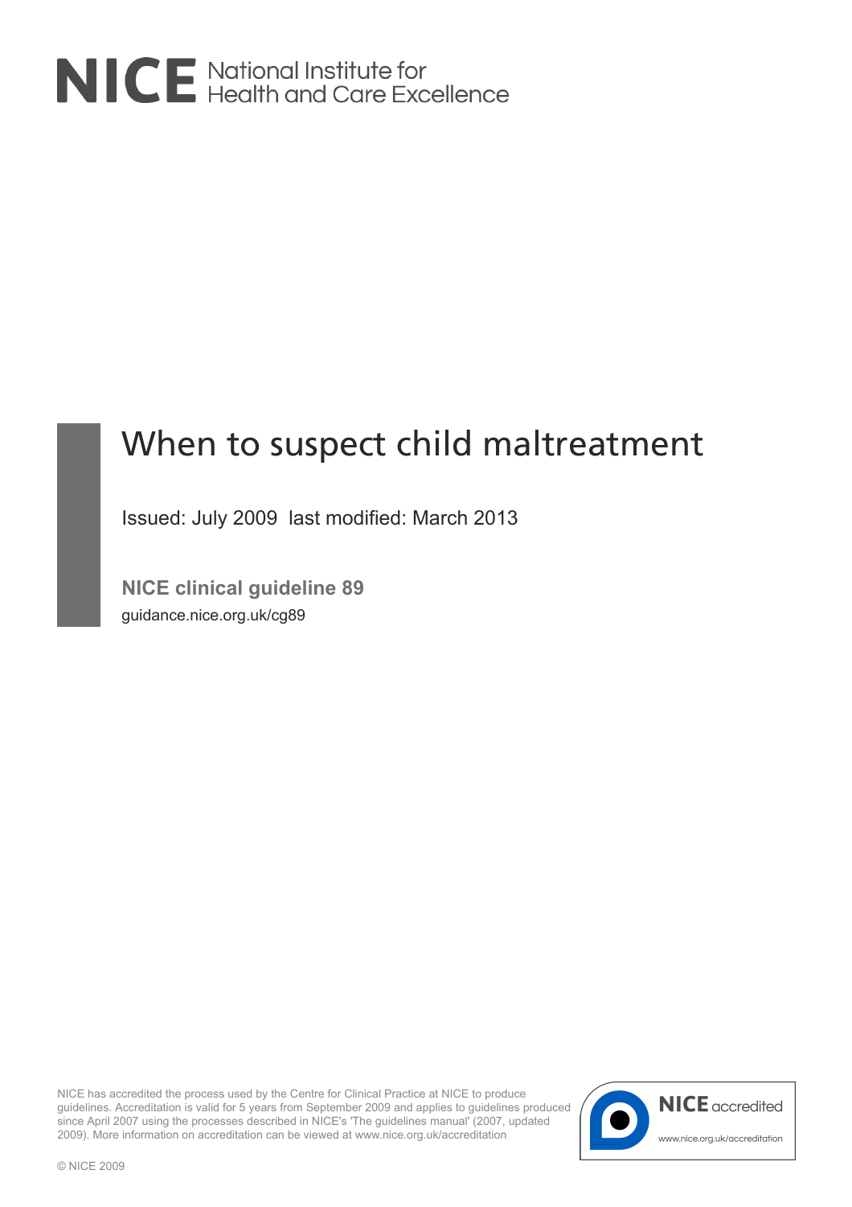NICE National Institute for Health and Care Excellence

# When to suspect child maltreatment

Issued: July 2009 last modified: March 2013

**NICE clinical guideline 89**

guidance.nice.org.uk/cg89

NICE has accredited the process used by the Centre for Clinical Practice at NICE to produce guidelines. Accreditation is valid for 5 years from September 2009 and applies to guidelines produced since April 2007 using the processes described in NICE's 'The guidelines manual' (2007, updated 2009). More information on accreditation can be viewed at www.nice.org.uk/accreditation

NICE accredited

www.nice.org.uk/accreditation

© NICE 2009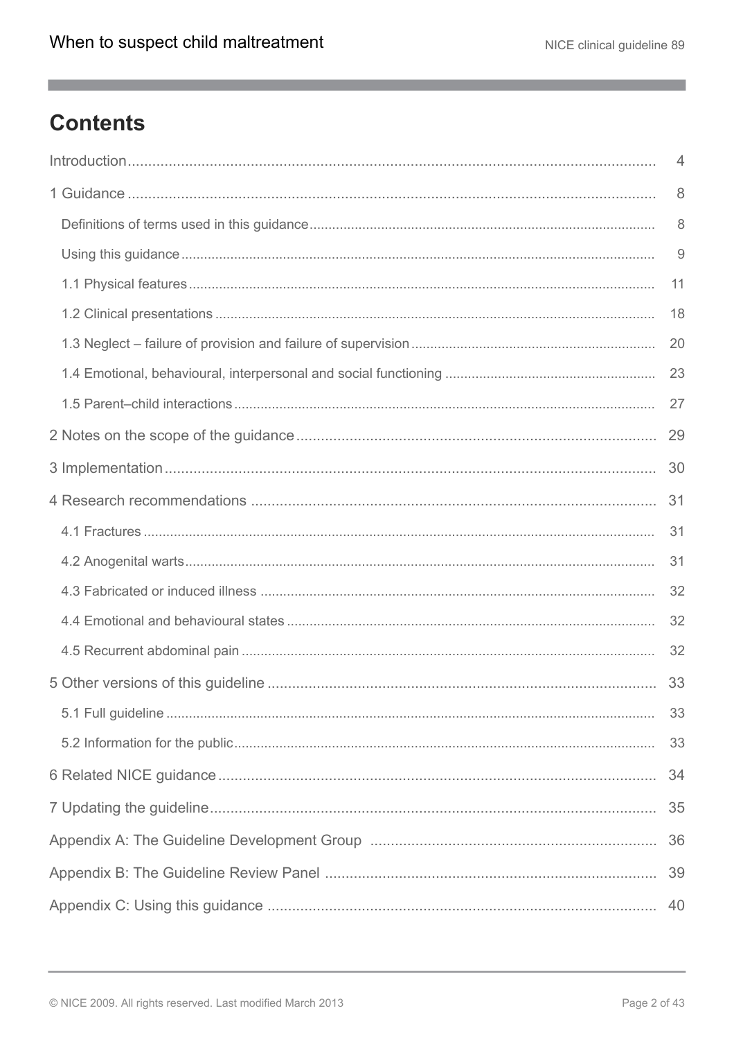# Contents

Introduction .......... 4

1 Guidance .......... 8

- Definitions of terms used in this guidance .......... 8
- Using this guidance .......... 9
- 1.1 Physical features .......... 11
- 1.2 Clinical presentations .......... 18
- 1.3 Neglect – failure of provision and failure of supervision .......... 20
- 1.4 Emotional, behavioural, interpersonal and social functioning .......... 23
- 1.5 Parent–child interactions .......... 27

2 Notes on the scope of the guidance .......... 29

3 Implementation .......... 30

4 Research recommendations .......... 31

- 4.1 Fractures .......... 31
- 4.2 Anogenital warts .......... 31
- 4.3 Fabricated or induced illness .......... 32
- 4.4 Emotional and behavioural states .......... 32
- 4.5 Recurrent abdominal pain .......... 32

5 Other versions of this guideline .......... 33

- 5.1 Full guideline .......... 33
- 5.2 Information for the public .......... 33

6 Related NICE guidance .......... 34

7 Updating the guideline .......... 35

Appendix A: The Guideline Development Group .......... 36

Appendix B: The Guideline Review Panel .......... 39

Appendix C: Using this guidance .......... 40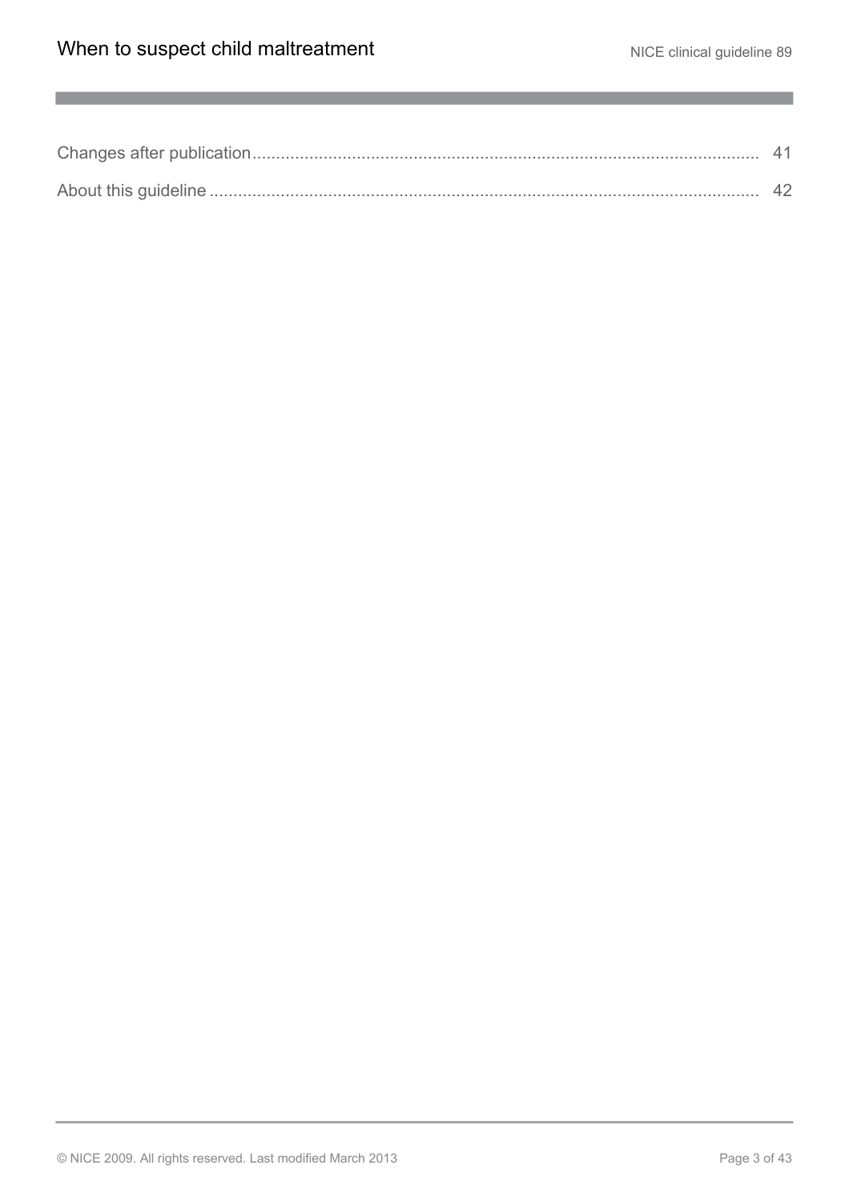Changes after publication.......................................................................................................... 41

About this guideline .................................................................................................................. 42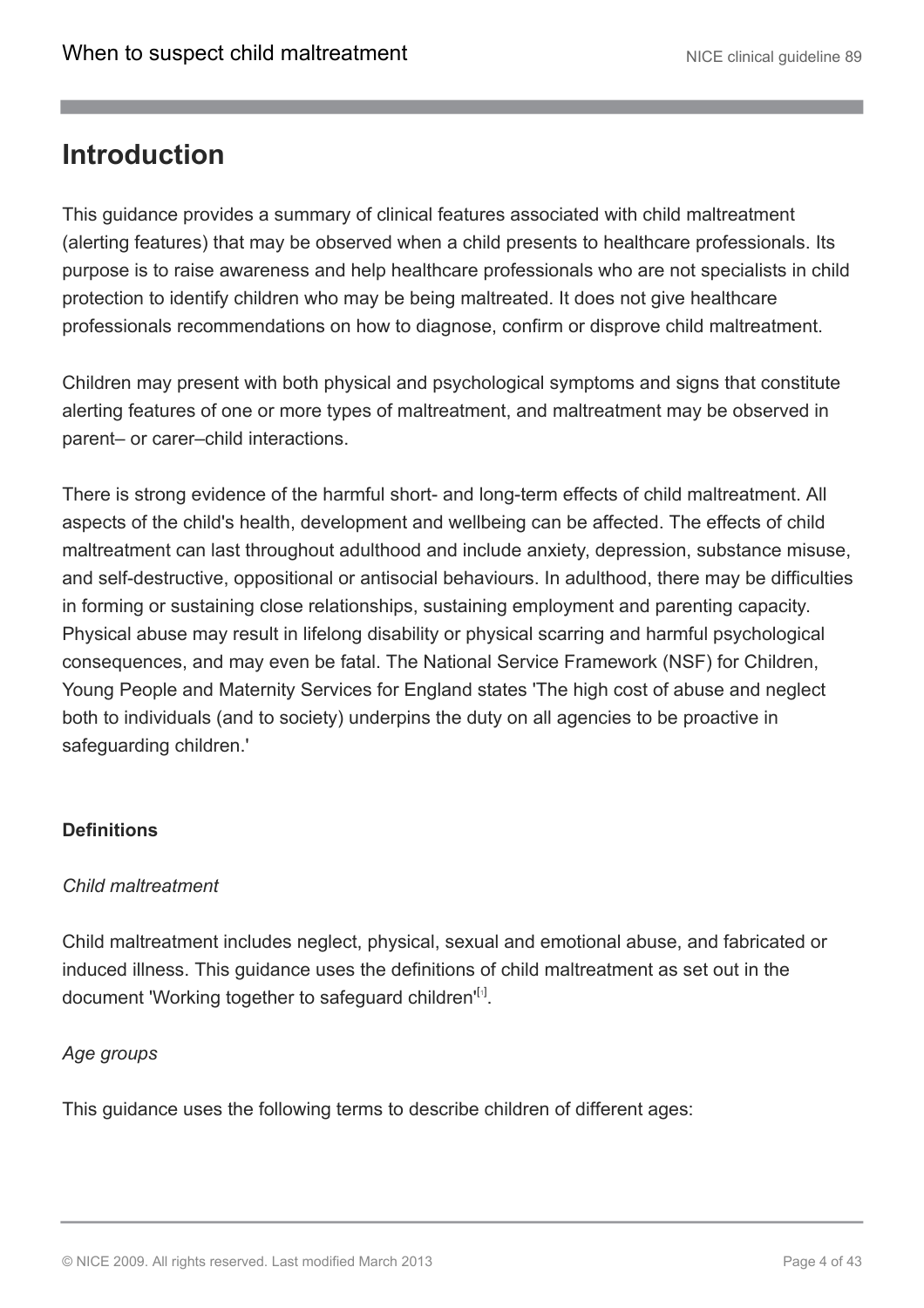# Introduction

This guidance provides a summary of clinical features associated with child maltreatment (alerting features) that may be observed when a child presents to healthcare professionals. Its purpose is to raise awareness and help healthcare professionals who are not specialists in child protection to identify children who may be being maltreated. It does not give healthcare professionals recommendations on how to diagnose, confirm or disprove child maltreatment.

Children may present with both physical and psychological symptoms and signs that constitute alerting features of one or more types of maltreatment, and maltreatment may be observed in parent– or carer–child interactions.

There is strong evidence of the harmful short- and long-term effects of child maltreatment. All aspects of the child's health, development and wellbeing can be affected. The effects of child maltreatment can last throughout adulthood and include anxiety, depression, substance misuse, and self-destructive, oppositional or antisocial behaviours. In adulthood, there may be difficulties in forming or sustaining close relationships, sustaining employment and parenting capacity. Physical abuse may result in lifelong disability or physical scarring and harmful psychological consequences, and may even be fatal. The National Service Framework (NSF) for Children, Young People and Maternity Services for England states 'The high cost of abuse and neglect both to individuals (and to society) underpins the duty on all agencies to be proactive in safeguarding children.'

**Definitions**

*Child maltreatment*

Child maltreatment includes neglect, physical, sexual and emotional abuse, and fabricated or induced illness. This guidance uses the definitions of child maltreatment as set out in the document 'Working together to safeguard children'[1].

*Age groups*

This guidance uses the following terms to describe children of different ages: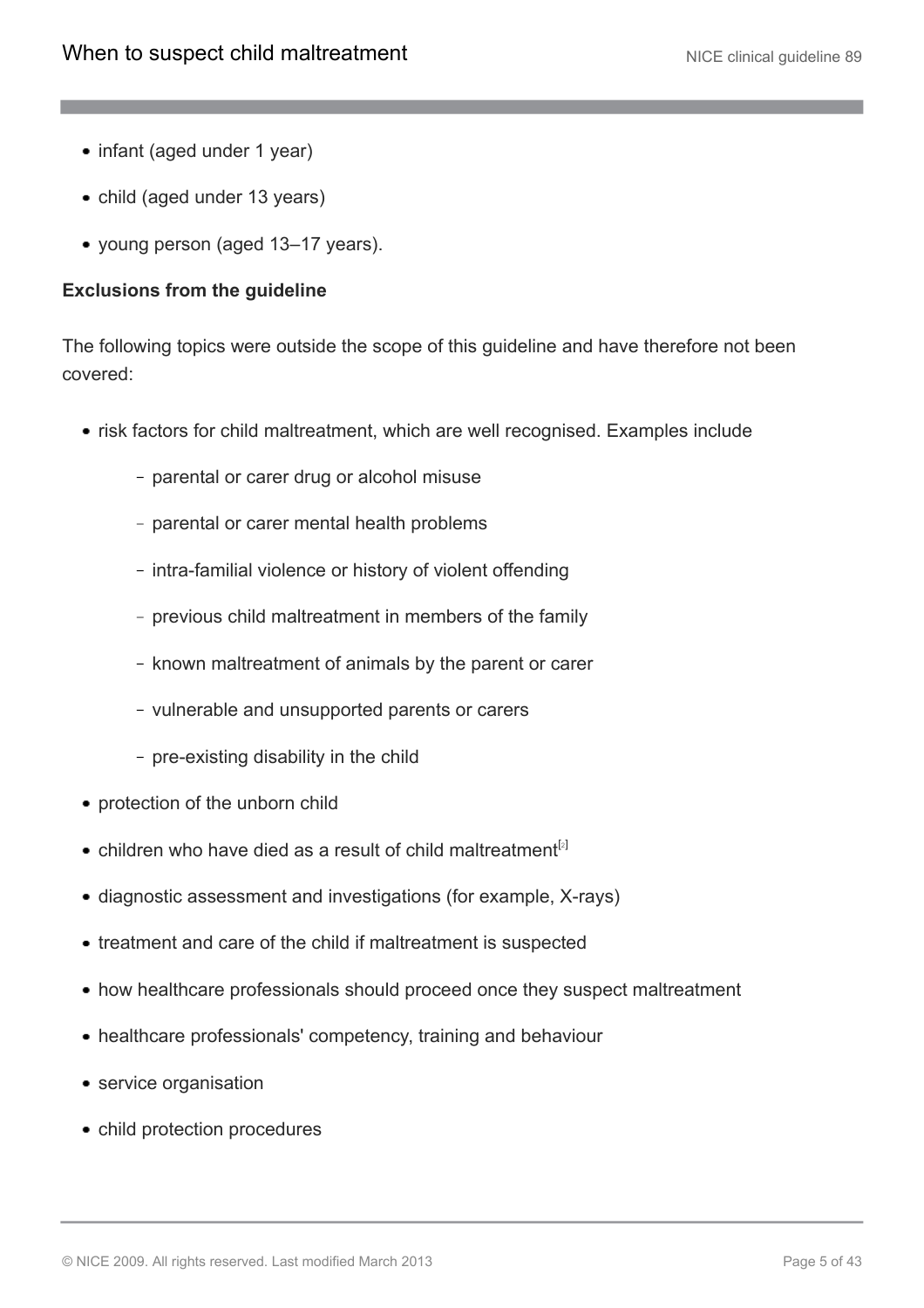- infant (aged under 1 year)
- child (aged under 13 years)
- young person (aged 13–17 years).

**Exclusions from the guideline**

The following topics were outside the scope of this guideline and have therefore not been covered:

- risk factors for child maltreatment, which are well recognised. Examples include
  - parental or carer drug or alcohol misuse
  - parental or carer mental health problems
  - intra-familial violence or history of violent offending
  - previous child maltreatment in members of the family
  - known maltreatment of animals by the parent or carer
  - vulnerable and unsupported parents or carers
  - pre-existing disability in the child
- protection of the unborn child
- children who have died as a result of child maltreatment[2]
- diagnostic assessment and investigations (for example, X-rays)
- treatment and care of the child if maltreatment is suspected
- how healthcare professionals should proceed once they suspect maltreatment
- healthcare professionals' competency, training and behaviour
- service organisation
- child protection procedures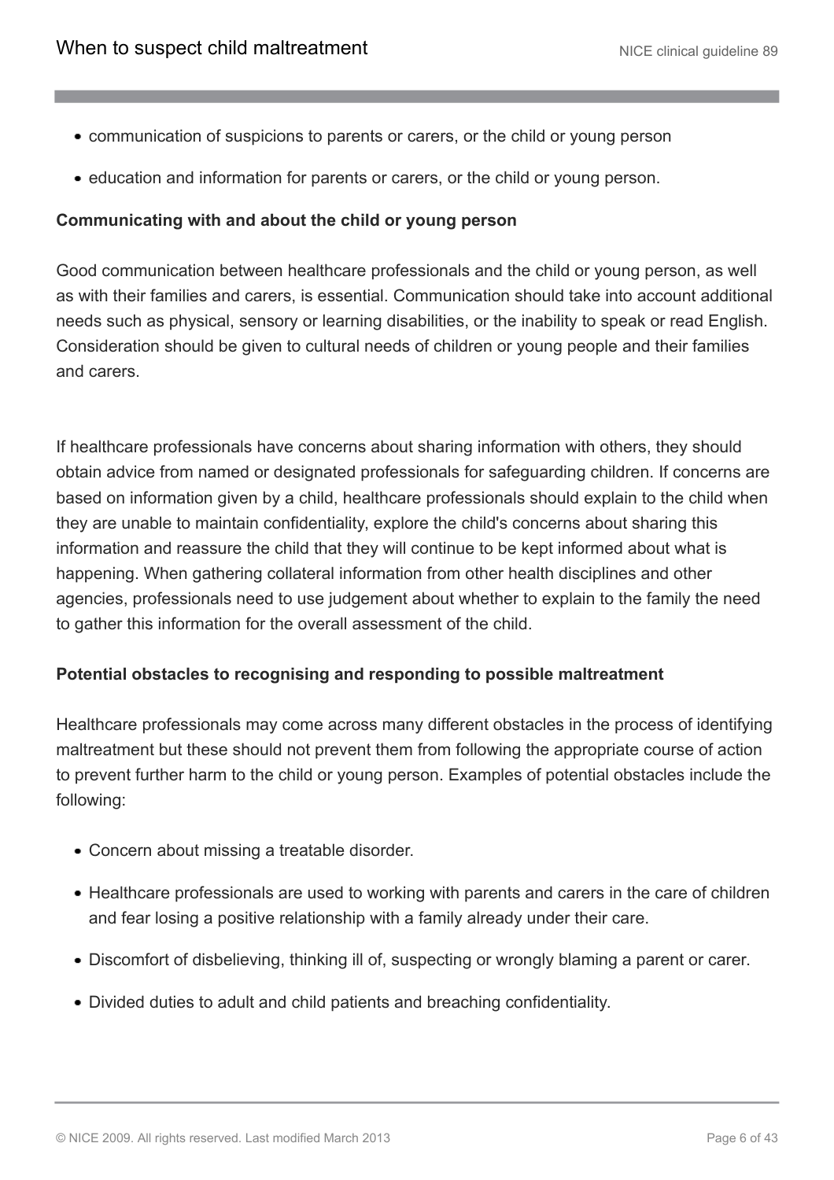- communication of suspicions to parents or carers, or the child or young person
- education and information for parents or carers, or the child or young person.

**Communicating with and about the child or young person**

Good communication between healthcare professionals and the child or young person, as well as with their families and carers, is essential. Communication should take into account additional needs such as physical, sensory or learning disabilities, or the inability to speak or read English. Consideration should be given to cultural needs of children or young people and their families and carers.

If healthcare professionals have concerns about sharing information with others, they should obtain advice from named or designated professionals for safeguarding children. If concerns are based on information given by a child, healthcare professionals should explain to the child when they are unable to maintain confidentiality, explore the child's concerns about sharing this information and reassure the child that they will continue to be kept informed about what is happening. When gathering collateral information from other health disciplines and other agencies, professionals need to use judgement about whether to explain to the family the need to gather this information for the overall assessment of the child.

**Potential obstacles to recognising and responding to possible maltreatment**

Healthcare professionals may come across many different obstacles in the process of identifying maltreatment but these should not prevent them from following the appropriate course of action to prevent further harm to the child or young person. Examples of potential obstacles include the following:

- Concern about missing a treatable disorder.
- Healthcare professionals are used to working with parents and carers in the care of children and fear losing a positive relationship with a family already under their care.
- Discomfort of disbelieving, thinking ill of, suspecting or wrongly blaming a parent or carer.
- Divided duties to adult and child patients and breaching confidentiality.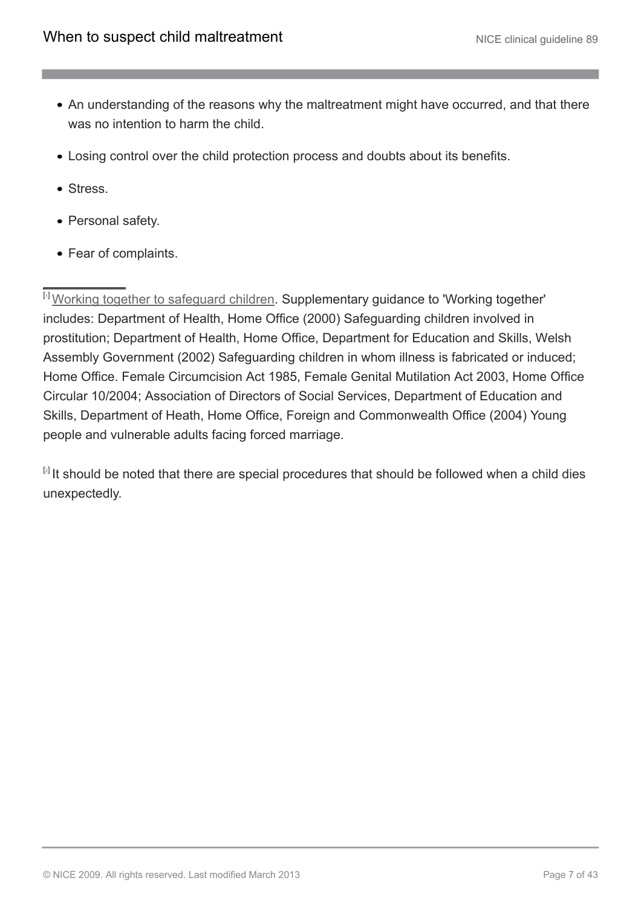- An understanding of the reasons why the maltreatment might have occurred, and that there was no intention to harm the child.
- Losing control over the child protection process and doubts about its benefits.
- Stress.
- Personal safety.
- Fear of complaints.

---

[1] Working together to safeguard children. Supplementary guidance to 'Working together' includes: Department of Health, Home Office (2000) Safeguarding children involved in prostitution; Department of Health, Home Office, Department for Education and Skills, Welsh Assembly Government (2002) Safeguarding children in whom illness is fabricated or induced; Home Office. Female Circumcision Act 1985, Female Genital Mutilation Act 2003, Home Office Circular 10/2004; Association of Directors of Social Services, Department of Education and Skills, Department of Heath, Home Office, Foreign and Commonwealth Office (2004) Young people and vulnerable adults facing forced marriage.

[2] It should be noted that there are special procedures that should be followed when a child dies unexpectedly.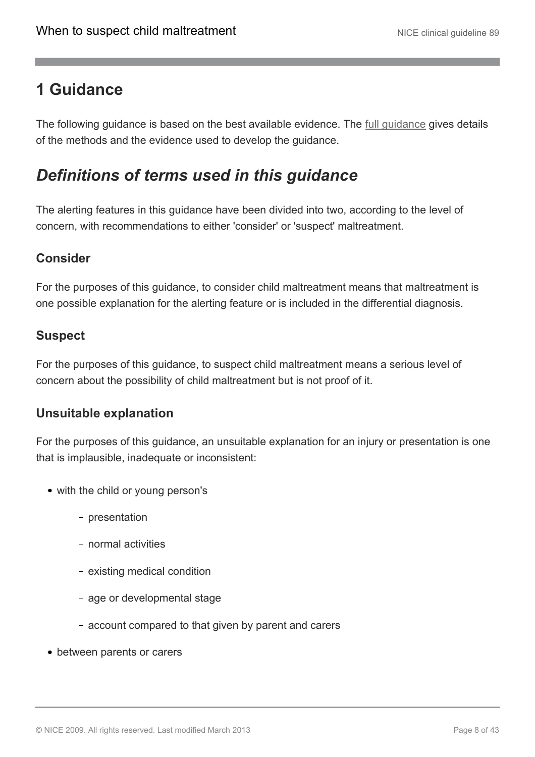# 1 Guidance

The following guidance is based on the best available evidence. The full guidance gives details of the methods and the evidence used to develop the guidance.

## *Definitions of terms used in this guidance*

The alerting features in this guidance have been divided into two, according to the level of concern, with recommendations to either 'consider' or 'suspect' maltreatment.

### Consider

For the purposes of this guidance, to consider child maltreatment means that maltreatment is one possible explanation for the alerting feature or is included in the differential diagnosis.

### Suspect

For the purposes of this guidance, to suspect child maltreatment means a serious level of concern about the possibility of child maltreatment but is not proof of it.

### Unsuitable explanation

For the purposes of this guidance, an unsuitable explanation for an injury or presentation is one that is implausible, inadequate or inconsistent:

- with the child or young person's
  - presentation
  - normal activities
  - existing medical condition
  - age or developmental stage
  - account compared to that given by parent and carers
- between parents or carers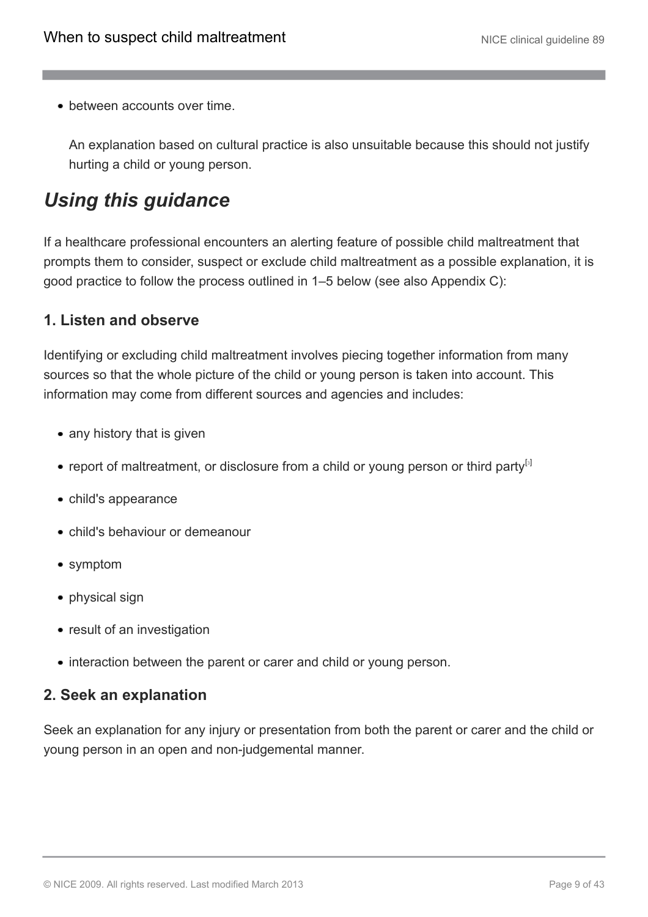- between accounts over time.

  An explanation based on cultural practice is also unsuitable because this should not justify hurting a child or young person.

## *Using this guidance*

If a healthcare professional encounters an alerting feature of possible child maltreatment that prompts them to consider, suspect or exclude child maltreatment as a possible explanation, it is good practice to follow the process outlined in 1–5 below (see also Appendix C):

### 1. Listen and observe

Identifying or excluding child maltreatment involves piecing together information from many sources so that the whole picture of the child or young person is taken into account. This information may come from different sources and agencies and includes:

- any history that is given
- report of maltreatment, or disclosure from a child or young person or third party[5]
- child's appearance
- child's behaviour or demeanour
- symptom
- physical sign
- result of an investigation
- interaction between the parent or carer and child or young person.

### 2. Seek an explanation

Seek an explanation for any injury or presentation from both the parent or carer and the child or young person in an open and non-judgemental manner.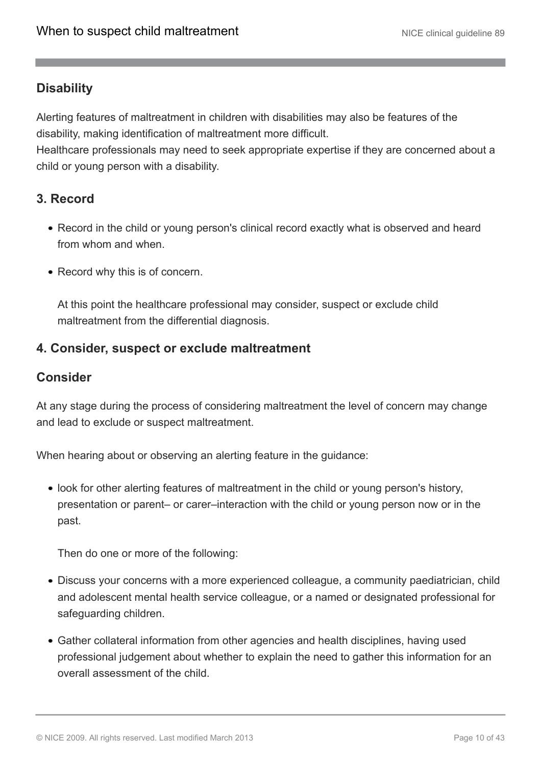### Disability

Alerting features of maltreatment in children with disabilities may also be features of the disability, making identification of maltreatment more difficult.
Healthcare professionals may need to seek appropriate expertise if they are concerned about a child or young person with a disability.

### 3. Record

- Record in the child or young person's clinical record exactly what is observed and heard from whom and when.
- Record why this is of concern.

  At this point the healthcare professional may consider, suspect or exclude child maltreatment from the differential diagnosis.

### 4. Consider, suspect or exclude maltreatment

### Consider

At any stage during the process of considering maltreatment the level of concern may change and lead to exclude or suspect maltreatment.

When hearing about or observing an alerting feature in the guidance:

- look for other alerting features of maltreatment in the child or young person's history, presentation or parent– or carer–interaction with the child or young person now or in the past.

  Then do one or more of the following:

- Discuss your concerns with a more experienced colleague, a community paediatrician, child and adolescent mental health service colleague, or a named or designated professional for safeguarding children.
- Gather collateral information from other agencies and health disciplines, having used professional judgement about whether to explain the need to gather this information for an overall assessment of the child.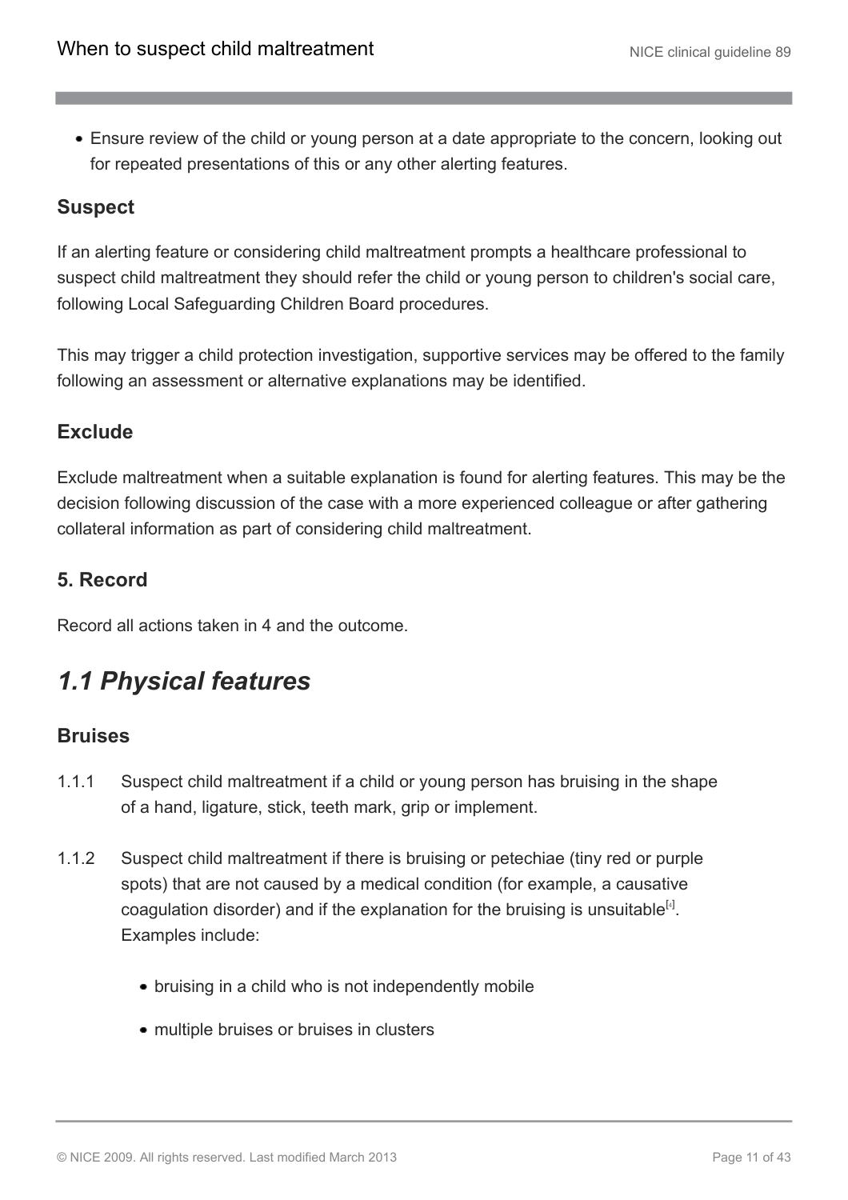- Ensure review of the child or young person at a date appropriate to the concern, looking out for repeated presentations of this or any other alerting features.

### Suspect

If an alerting feature or considering child maltreatment prompts a healthcare professional to suspect child maltreatment they should refer the child or young person to children's social care, following Local Safeguarding Children Board procedures.

This may trigger a child protection investigation, supportive services may be offered to the family following an assessment or alternative explanations may be identified.

### Exclude

Exclude maltreatment when a suitable explanation is found for alerting features. This may be the decision following discussion of the case with a more experienced colleague or after gathering collateral information as part of considering child maltreatment.

### 5. Record

Record all actions taken in 4 and the outcome.

## *1.1 Physical features*

### Bruises

1.1.1 Suspect child maltreatment if a child or young person has bruising in the shape of a hand, ligature, stick, teeth mark, grip or implement.

1.1.2 Suspect child maltreatment if there is bruising or petechiae (tiny red or purple spots) that are not caused by a medical condition (for example, a causative coagulation disorder) and if the explanation for the bruising is unsuitable[4]. Examples include:

- bruising in a child who is not independently mobile
- multiple bruises or bruises in clusters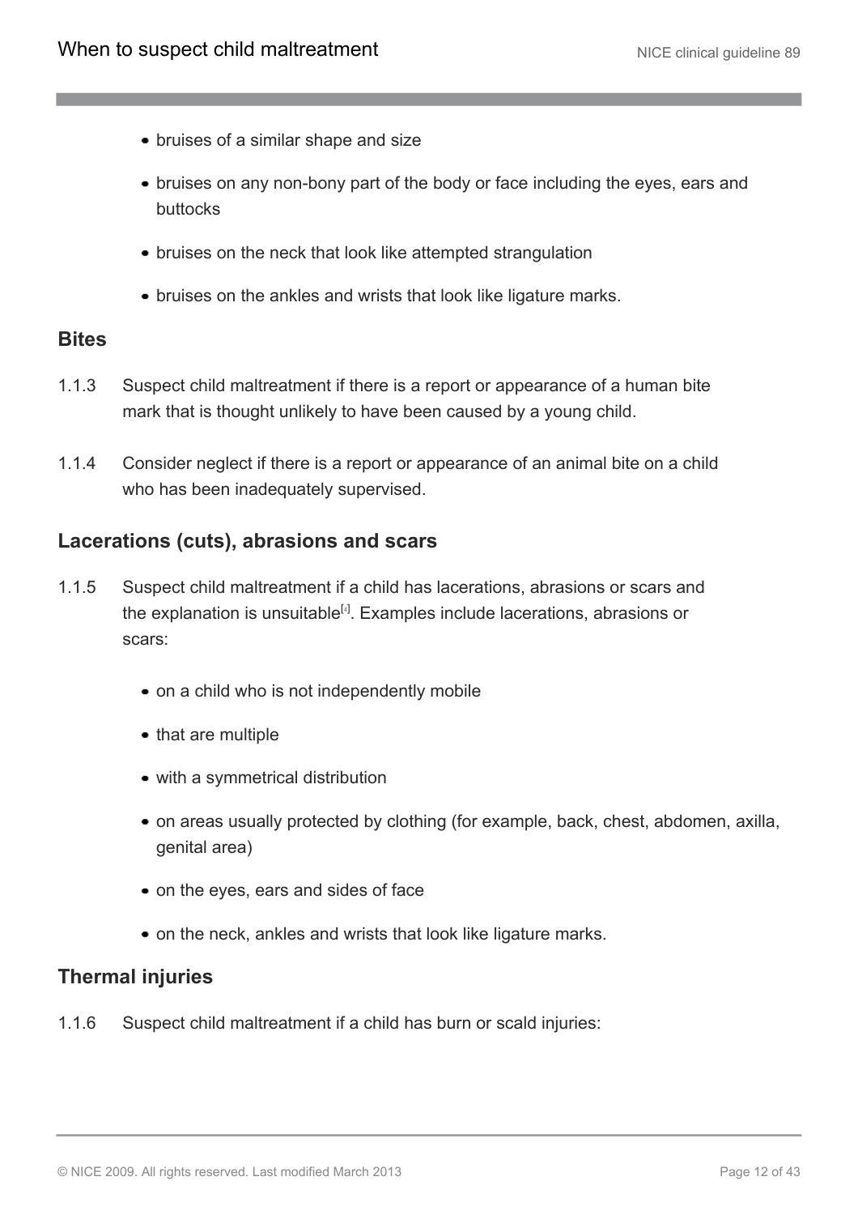- bruises of a similar shape and size
- bruises on any non-bony part of the body or face including the eyes, ears and buttocks
- bruises on the neck that look like attempted strangulation
- bruises on the ankles and wrists that look like ligature marks.

### Bites

1.1.3 Suspect child maltreatment if there is a report or appearance of a human bite mark that is thought unlikely to have been caused by a young child.

1.1.4 Consider neglect if there is a report or appearance of an animal bite on a child who has been inadequately supervised.

### Lacerations (cuts), abrasions and scars

1.1.5 Suspect child maltreatment if a child has lacerations, abrasions or scars and the explanation is unsuitable[4]. Examples include lacerations, abrasions or scars:

- on a child who is not independently mobile
- that are multiple
- with a symmetrical distribution
- on areas usually protected by clothing (for example, back, chest, abdomen, axilla, genital area)
- on the eyes, ears and sides of face
- on the neck, ankles and wrists that look like ligature marks.

### Thermal injuries

1.1.6 Suspect child maltreatment if a child has burn or scald injuries: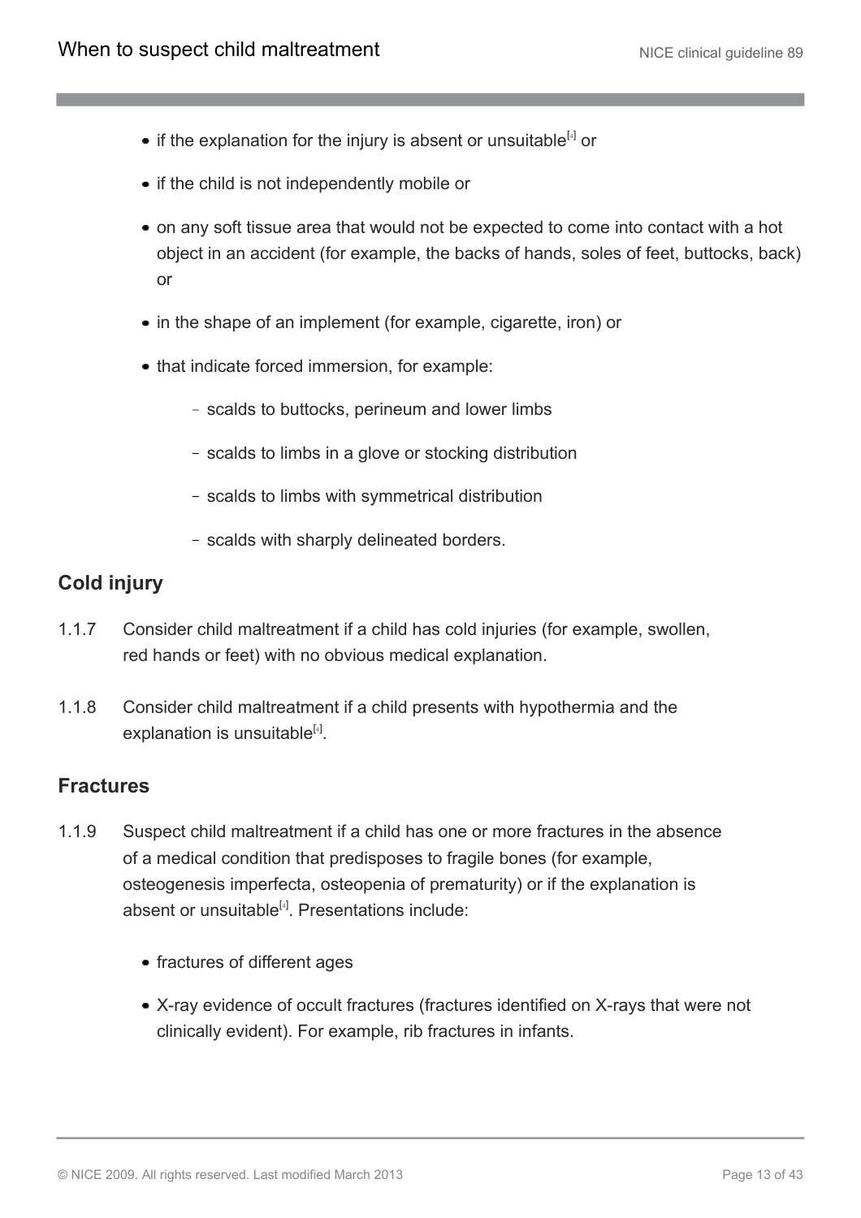- if the explanation for the injury is absent or unsuitable[4] or
- if the child is not independently mobile or
- on any soft tissue area that would not be expected to come into contact with a hot object in an accident (for example, the backs of hands, soles of feet, buttocks, back) or
- in the shape of an implement (for example, cigarette, iron) or
- that indicate forced immersion, for example:
  - scalds to buttocks, perineum and lower limbs
  - scalds to limbs in a glove or stocking distribution
  - scalds to limbs with symmetrical distribution
  - scalds with sharply delineated borders.

## Cold injury

1.1.7 Consider child maltreatment if a child has cold injuries (for example, swollen, red hands or feet) with no obvious medical explanation.

1.1.8 Consider child maltreatment if a child presents with hypothermia and the explanation is unsuitable[4].

## Fractures

1.1.9 Suspect child maltreatment if a child has one or more fractures in the absence of a medical condition that predisposes to fragile bones (for example, osteogenesis imperfecta, osteopenia of prematurity) or if the explanation is absent or unsuitable[4]. Presentations include:

- fractures of different ages
- X-ray evidence of occult fractures (fractures identified on X-rays that were not clinically evident). For example, rib fractures in infants.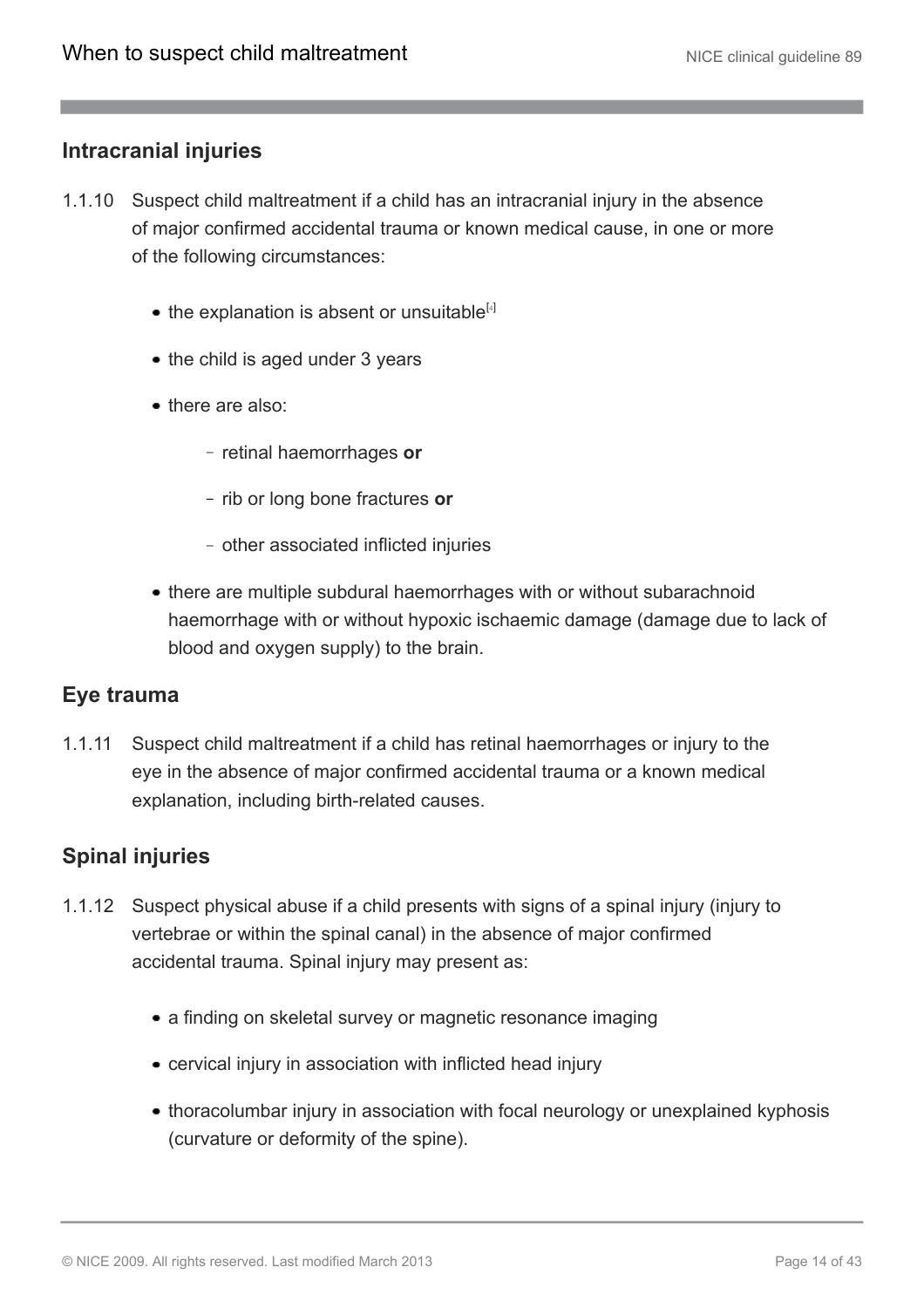## Intracranial injuries

1.1.10 Suspect child maltreatment if a child has an intracranial injury in the absence of major confirmed accidental trauma or known medical cause, in one or more of the following circumstances:

- the explanation is absent or unsuitable[4]
- the child is aged under 3 years
- there are also:
  - retinal haemorrhages **or**
  - rib or long bone fractures **or**
  - other associated inflicted injuries
- there are multiple subdural haemorrhages with or without subarachnoid haemorrhage with or without hypoxic ischaemic damage (damage due to lack of blood and oxygen supply) to the brain.

## Eye trauma

1.1.11 Suspect child maltreatment if a child has retinal haemorrhages or injury to the eye in the absence of major confirmed accidental trauma or a known medical explanation, including birth-related causes.

## Spinal injuries

1.1.12 Suspect physical abuse if a child presents with signs of a spinal injury (injury to vertebrae or within the spinal canal) in the absence of major confirmed accidental trauma. Spinal injury may present as:

- a finding on skeletal survey or magnetic resonance imaging
- cervical injury in association with inflicted head injury
- thoracolumbar injury in association with focal neurology or unexplained kyphosis (curvature or deformity of the spine).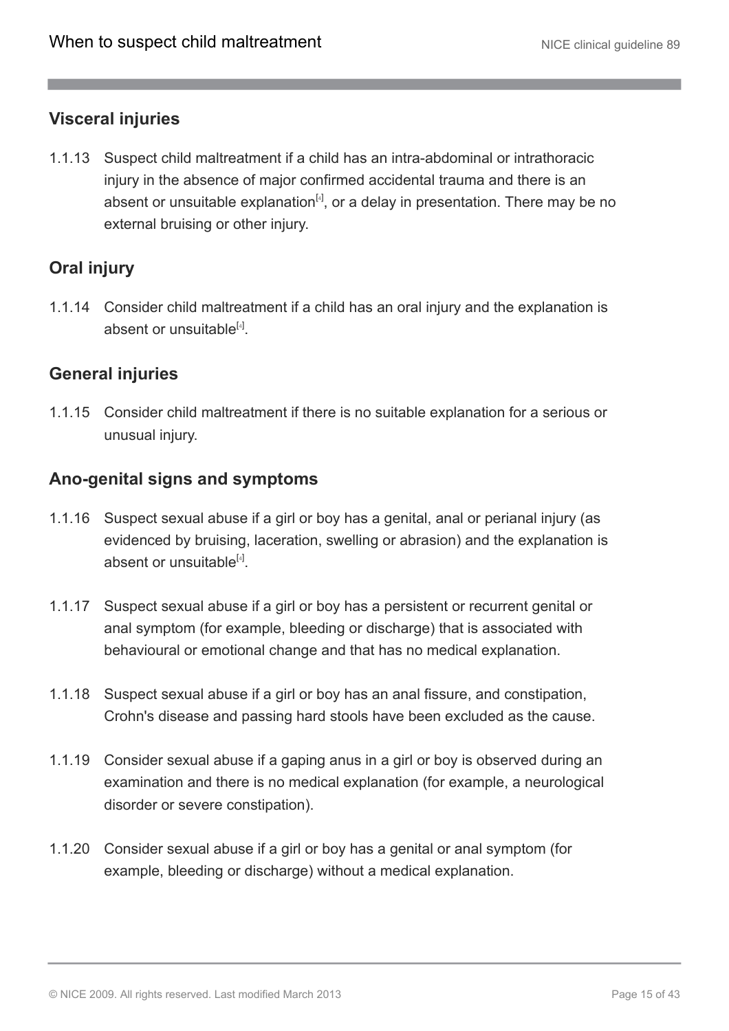## Visceral injuries

1.1.13 Suspect child maltreatment if a child has an intra-abdominal or intrathoracic injury in the absence of major confirmed accidental trauma and there is an absent or unsuitable explanation[4], or a delay in presentation. There may be no external bruising or other injury.

## Oral injury

1.1.14 Consider child maltreatment if a child has an oral injury and the explanation is absent or unsuitable[4].

## General injuries

1.1.15 Consider child maltreatment if there is no suitable explanation for a serious or unusual injury.

## Ano-genital signs and symptoms

1.1.16 Suspect sexual abuse if a girl or boy has a genital, anal or perianal injury (as evidenced by bruising, laceration, swelling or abrasion) and the explanation is absent or unsuitable[4].

1.1.17 Suspect sexual abuse if a girl or boy has a persistent or recurrent genital or anal symptom (for example, bleeding or discharge) that is associated with behavioural or emotional change and that has no medical explanation.

1.1.18 Suspect sexual abuse if a girl or boy has an anal fissure, and constipation, Crohn's disease and passing hard stools have been excluded as the cause.

1.1.19 Consider sexual abuse if a gaping anus in a girl or boy is observed during an examination and there is no medical explanation (for example, a neurological disorder or severe constipation).

1.1.20 Consider sexual abuse if a girl or boy has a genital or anal symptom (for example, bleeding or discharge) without a medical explanation.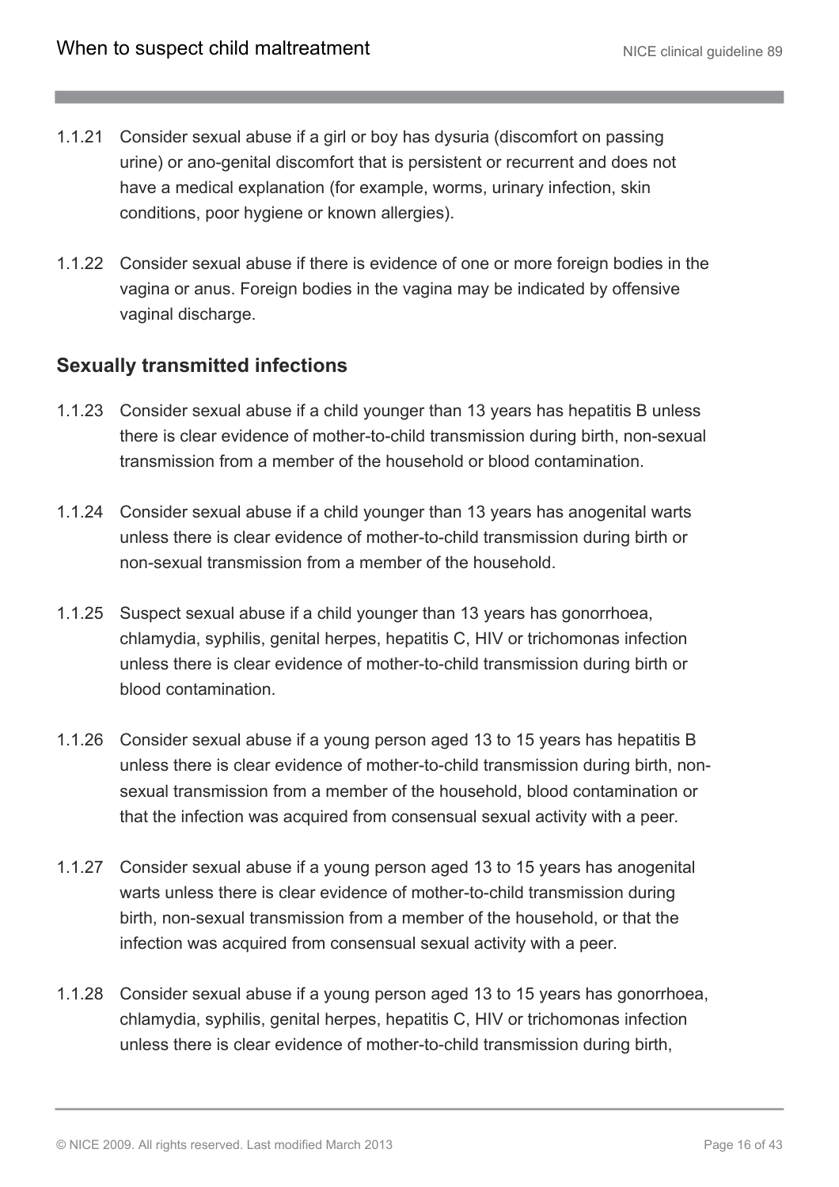1.1.21 Consider sexual abuse if a girl or boy has dysuria (discomfort on passing urine) or ano-genital discomfort that is persistent or recurrent and does not have a medical explanation (for example, worms, urinary infection, skin conditions, poor hygiene or known allergies).

1.1.22 Consider sexual abuse if there is evidence of one or more foreign bodies in the vagina or anus. Foreign bodies in the vagina may be indicated by offensive vaginal discharge.

### Sexually transmitted infections

1.1.23 Consider sexual abuse if a child younger than 13 years has hepatitis B unless there is clear evidence of mother-to-child transmission during birth, non-sexual transmission from a member of the household or blood contamination.

1.1.24 Consider sexual abuse if a child younger than 13 years has anogenital warts unless there is clear evidence of mother-to-child transmission during birth or non-sexual transmission from a member of the household.

1.1.25 Suspect sexual abuse if a child younger than 13 years has gonorrhoea, chlamydia, syphilis, genital herpes, hepatitis C, HIV or trichomonas infection unless there is clear evidence of mother-to-child transmission during birth or blood contamination.

1.1.26 Consider sexual abuse if a young person aged 13 to 15 years has hepatitis B unless there is clear evidence of mother-to-child transmission during birth, non-sexual transmission from a member of the household, blood contamination or that the infection was acquired from consensual sexual activity with a peer.

1.1.27 Consider sexual abuse if a young person aged 13 to 15 years has anogenital warts unless there is clear evidence of mother-to-child transmission during birth, non-sexual transmission from a member of the household, or that the infection was acquired from consensual sexual activity with a peer.

1.1.28 Consider sexual abuse if a young person aged 13 to 15 years has gonorrhoea, chlamydia, syphilis, genital herpes, hepatitis C, HIV or trichomonas infection unless there is clear evidence of mother-to-child transmission during birth,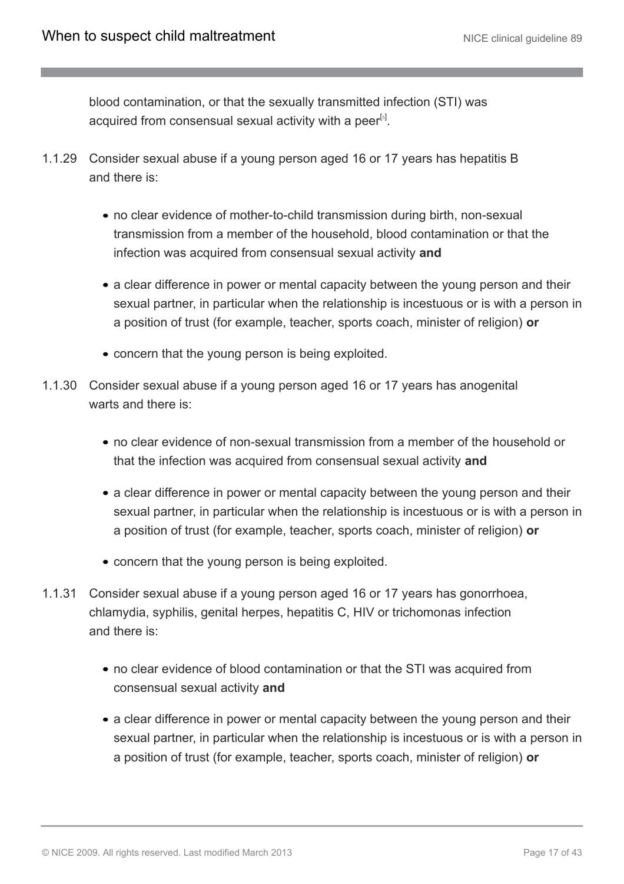blood contamination, or that the sexually transmitted infection (STI) was acquired from consensual sexual activity with a peer[8].

1.1.29 Consider sexual abuse if a young person aged 16 or 17 years has hepatitis B and there is:

- no clear evidence of mother-to-child transmission during birth, non-sexual transmission from a member of the household, blood contamination or that the infection was acquired from consensual sexual activity **and**
- a clear difference in power or mental capacity between the young person and their sexual partner, in particular when the relationship is incestuous or is with a person in a position of trust (for example, teacher, sports coach, minister of religion) **or**
- concern that the young person is being exploited.

1.1.30 Consider sexual abuse if a young person aged 16 or 17 years has anogenital warts and there is:

- no clear evidence of non-sexual transmission from a member of the household or that the infection was acquired from consensual sexual activity **and**
- a clear difference in power or mental capacity between the young person and their sexual partner, in particular when the relationship is incestuous or is with a person in a position of trust (for example, teacher, sports coach, minister of religion) **or**
- concern that the young person is being exploited.

1.1.31 Consider sexual abuse if a young person aged 16 or 17 years has gonorrhoea, chlamydia, syphilis, genital herpes, hepatitis C, HIV or trichomonas infection and there is:

- no clear evidence of blood contamination or that the STI was acquired from consensual sexual activity **and**
- a clear difference in power or mental capacity between the young person and their sexual partner, in particular when the relationship is incestuous or is with a person in a position of trust (for example, teacher, sports coach, minister of religion) **or**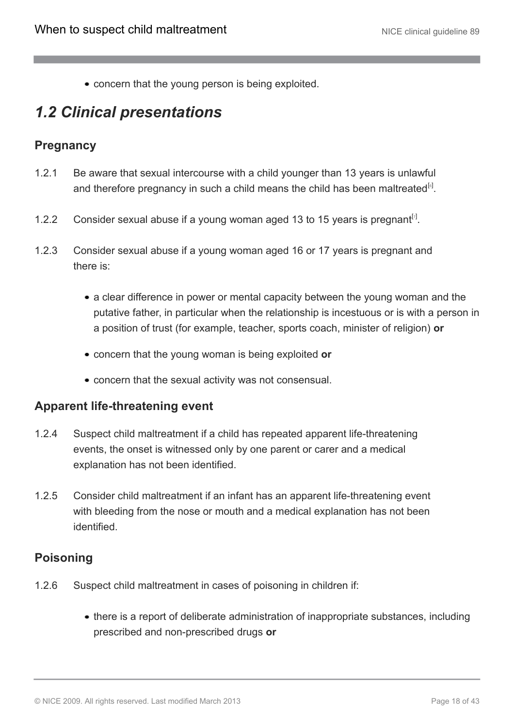- concern that the young person is being exploited.

## *1.2 Clinical presentations*

### Pregnancy

1.2.1 Be aware that sexual intercourse with a child younger than 13 years is unlawful and therefore pregnancy in such a child means the child has been maltreated[6].

1.2.2 Consider sexual abuse if a young woman aged 13 to 15 years is pregnant[7].

1.2.3 Consider sexual abuse if a young woman aged 16 or 17 years is pregnant and there is:

- a clear difference in power or mental capacity between the young woman and the putative father, in particular when the relationship is incestuous or is with a person in a position of trust (for example, teacher, sports coach, minister of religion) **or**
- concern that the young woman is being exploited **or**
- concern that the sexual activity was not consensual.

### Apparent life-threatening event

1.2.4 Suspect child maltreatment if a child has repeated apparent life-threatening events, the onset is witnessed only by one parent or carer and a medical explanation has not been identified.

1.2.5 Consider child maltreatment if an infant has an apparent life-threatening event with bleeding from the nose or mouth and a medical explanation has not been identified.

### Poisoning

1.2.6 Suspect child maltreatment in cases of poisoning in children if:

- there is a report of deliberate administration of inappropriate substances, including prescribed and non-prescribed drugs **or**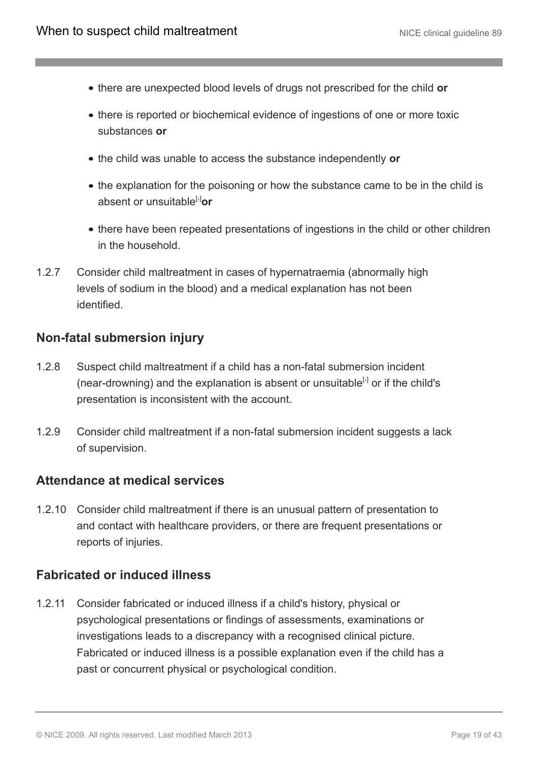- there are unexpected blood levels of drugs not prescribed for the child **or**
- there is reported or biochemical evidence of ingestions of one or more toxic substances **or**
- the child was unable to access the substance independently **or**
- the explanation for the poisoning or how the substance came to be in the child is absent or unsuitable[4] **or**
- there have been repeated presentations of ingestions in the child or other children in the household.

1.2.7 Consider child maltreatment in cases of hypernatraemia (abnormally high levels of sodium in the blood) and a medical explanation has not been identified.

## Non-fatal submersion injury

1.2.8 Suspect child maltreatment if a child has a non-fatal submersion incident (near-drowning) and the explanation is absent or unsuitable[4] or if the child's presentation is inconsistent with the account.

1.2.9 Consider child maltreatment if a non-fatal submersion incident suggests a lack of supervision.

## Attendance at medical services

1.2.10 Consider child maltreatment if there is an unusual pattern of presentation to and contact with healthcare providers, or there are frequent presentations or reports of injuries.

## Fabricated or induced illness

1.2.11 Consider fabricated or induced illness if a child's history, physical or psychological presentations or findings of assessments, examinations or investigations leads to a discrepancy with a recognised clinical picture. Fabricated or induced illness is a possible explanation even if the child has a past or concurrent physical or psychological condition.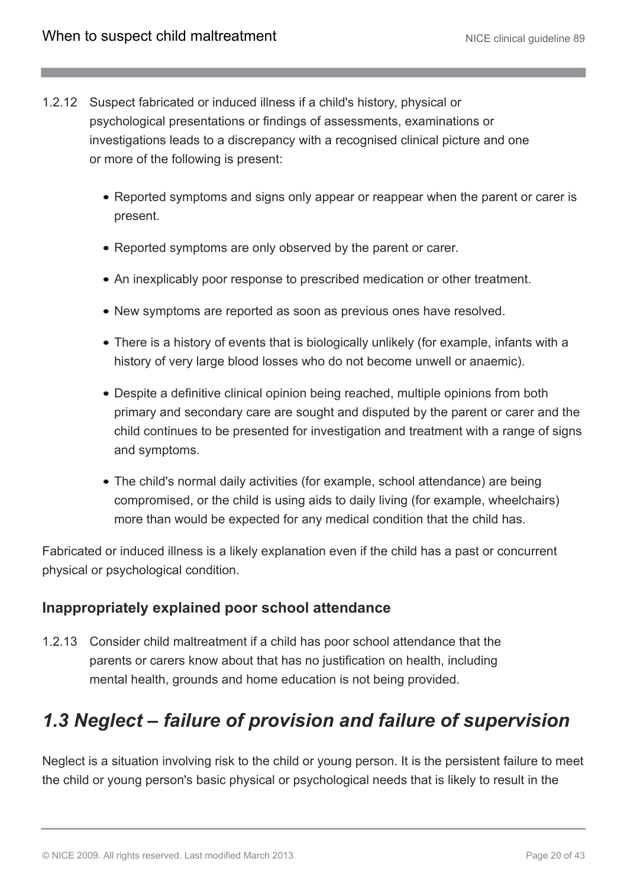1.2.12 Suspect fabricated or induced illness if a child's history, physical or psychological presentations or findings of assessments, examinations or investigations leads to a discrepancy with a recognised clinical picture and one or more of the following is present:

- Reported symptoms and signs only appear or reappear when the parent or carer is present.
- Reported symptoms are only observed by the parent or carer.
- An inexplicably poor response to prescribed medication or other treatment.
- New symptoms are reported as soon as previous ones have resolved.
- There is a history of events that is biologically unlikely (for example, infants with a history of very large blood losses who do not become unwell or anaemic).
- Despite a definitive clinical opinion being reached, multiple opinions from both primary and secondary care are sought and disputed by the parent or carer and the child continues to be presented for investigation and treatment with a range of signs and symptoms.
- The child's normal daily activities (for example, school attendance) are being compromised, or the child is using aids to daily living (for example, wheelchairs) more than would be expected for any medical condition that the child has.

Fabricated or induced illness is a likely explanation even if the child has a past or concurrent physical or psychological condition.

### Inappropriately explained poor school attendance

1.2.13 Consider child maltreatment if a child has poor school attendance that the parents or carers know about that has no justification on health, including mental health, grounds and home education is not being provided.

## *1.3 Neglect – failure of provision and failure of supervision*

Neglect is a situation involving risk to the child or young person. It is the persistent failure to meet the child or young person's basic physical or psychological needs that is likely to result in the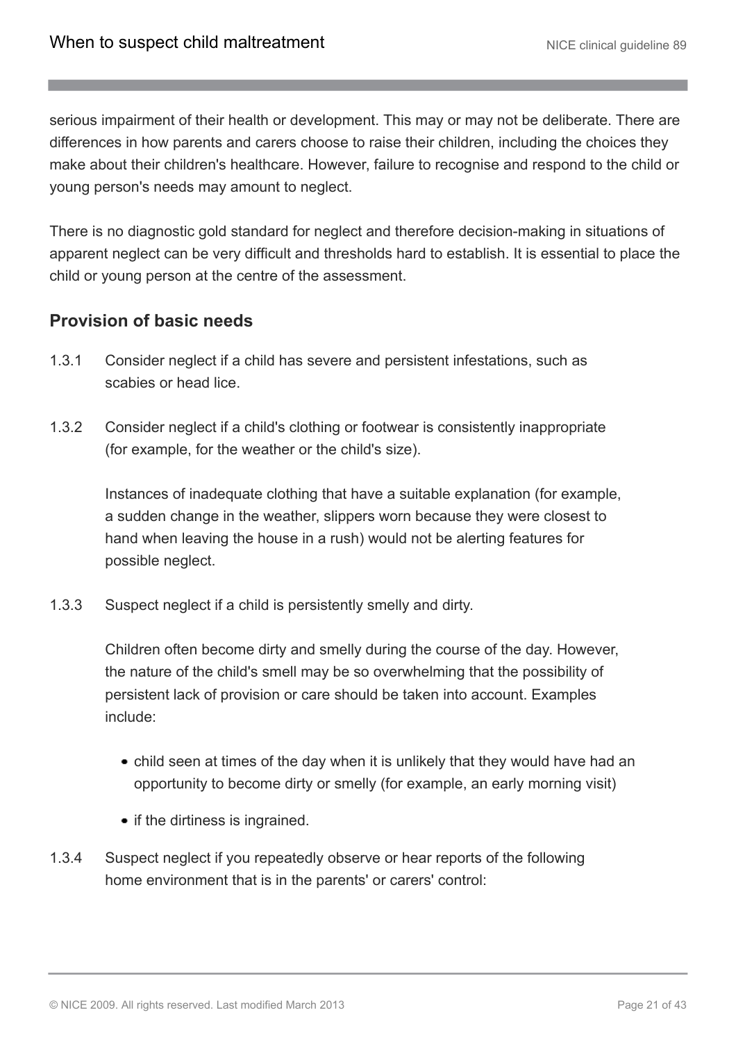serious impairment of their health or development. This may or may not be deliberate. There are differences in how parents and carers choose to raise their children, including the choices they make about their children's healthcare. However, failure to recognise and respond to the child or young person's needs may amount to neglect.

There is no diagnostic gold standard for neglect and therefore decision-making in situations of apparent neglect can be very difficult and thresholds hard to establish. It is essential to place the child or young person at the centre of the assessment.

### Provision of basic needs

1.3.1 Consider neglect if a child has severe and persistent infestations, such as scabies or head lice.

1.3.2 Consider neglect if a child's clothing or footwear is consistently inappropriate (for example, for the weather or the child's size).

Instances of inadequate clothing that have a suitable explanation (for example, a sudden change in the weather, slippers worn because they were closest to hand when leaving the house in a rush) would not be alerting features for possible neglect.

1.3.3 Suspect neglect if a child is persistently smelly and dirty.

Children often become dirty and smelly during the course of the day. However, the nature of the child's smell may be so overwhelming that the possibility of persistent lack of provision or care should be taken into account. Examples include:

- child seen at times of the day when it is unlikely that they would have had an opportunity to become dirty or smelly (for example, an early morning visit)
- if the dirtiness is ingrained.

1.3.4 Suspect neglect if you repeatedly observe or hear reports of the following home environment that is in the parents' or carers' control: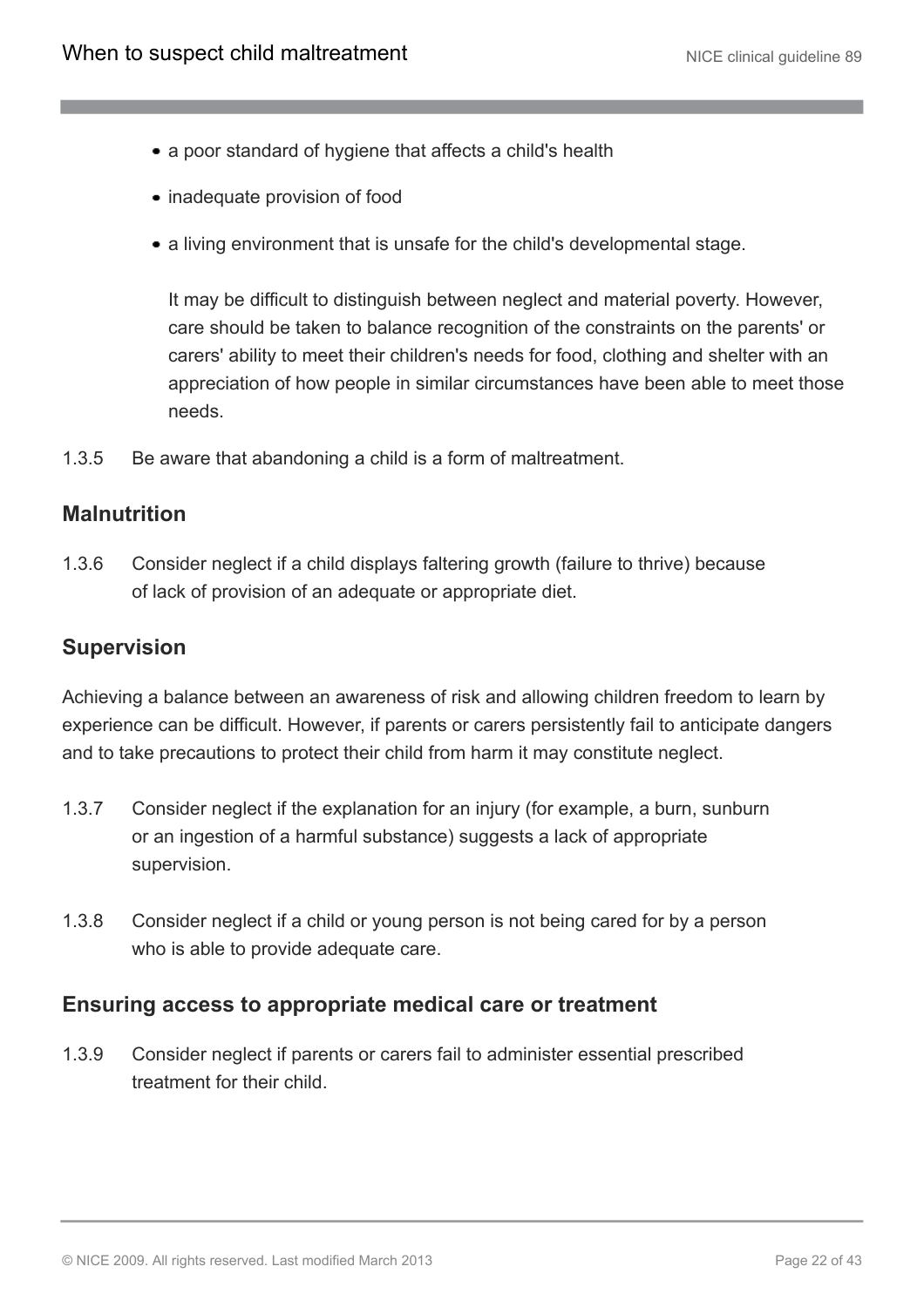- a poor standard of hygiene that affects a child's health
- inadequate provision of food
- a living environment that is unsafe for the child's developmental stage.

  It may be difficult to distinguish between neglect and material poverty. However, care should be taken to balance recognition of the constraints on the parents' or carers' ability to meet their children's needs for food, clothing and shelter with an appreciation of how people in similar circumstances have been able to meet those needs.

1.3.5 Be aware that abandoning a child is a form of maltreatment.

### Malnutrition

1.3.6 Consider neglect if a child displays faltering growth (failure to thrive) because of lack of provision of an adequate or appropriate diet.

### Supervision

Achieving a balance between an awareness of risk and allowing children freedom to learn by experience can be difficult. However, if parents or carers persistently fail to anticipate dangers and to take precautions to protect their child from harm it may constitute neglect.

1.3.7 Consider neglect if the explanation for an injury (for example, a burn, sunburn or an ingestion of a harmful substance) suggests a lack of appropriate supervision.

1.3.8 Consider neglect if a child or young person is not being cared for by a person who is able to provide adequate care.

### Ensuring access to appropriate medical care or treatment

1.3.9 Consider neglect if parents or carers fail to administer essential prescribed treatment for their child.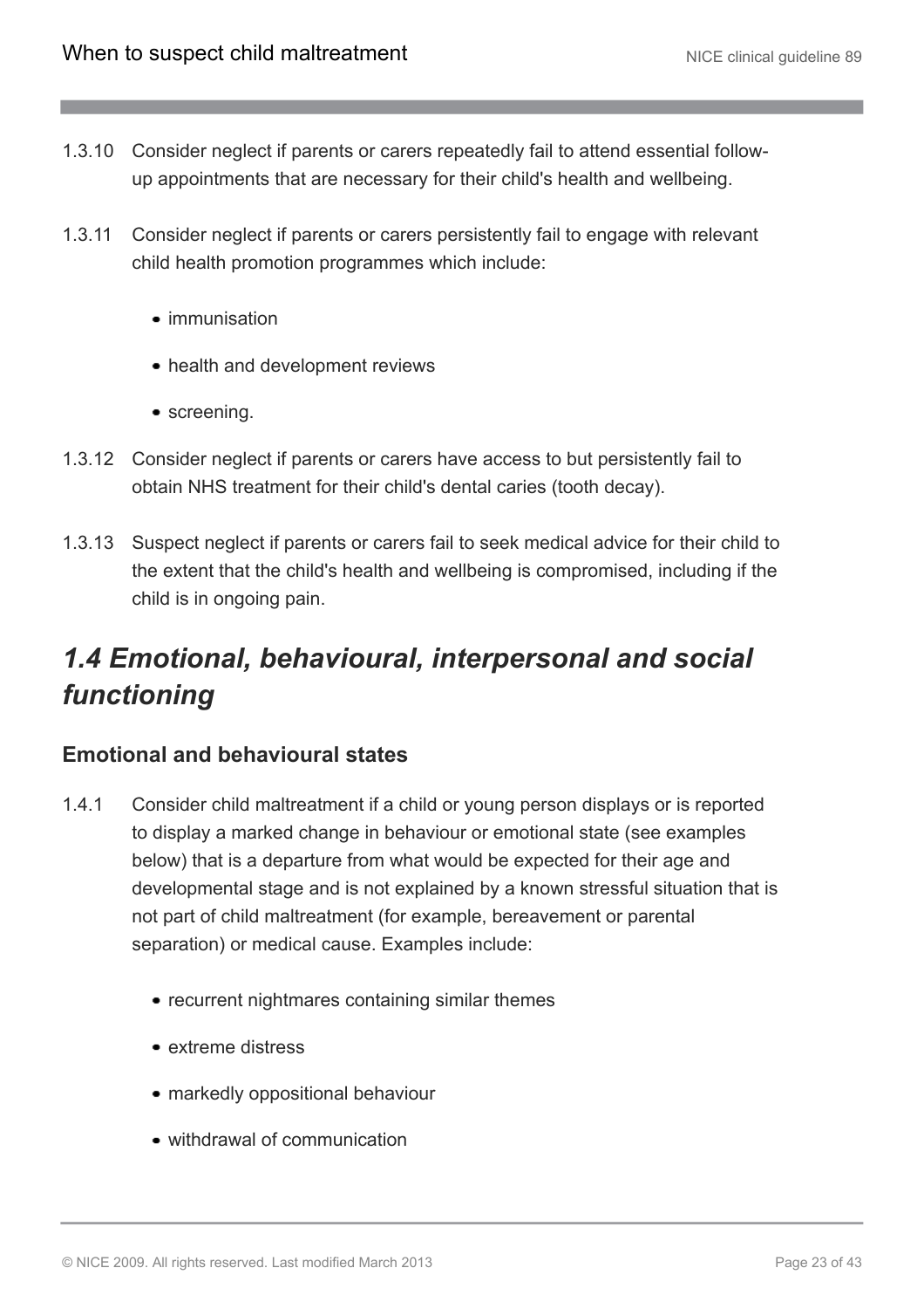1.3.10 Consider neglect if parents or carers repeatedly fail to attend essential follow-up appointments that are necessary for their child's health and wellbeing.

1.3.11 Consider neglect if parents or carers persistently fail to engage with relevant child health promotion programmes which include:

- immunisation
- health and development reviews
- screening.

1.3.12 Consider neglect if parents or carers have access to but persistently fail to obtain NHS treatment for their child's dental caries (tooth decay).

1.3.13 Suspect neglect if parents or carers fail to seek medical advice for their child to the extent that the child's health and wellbeing is compromised, including if the child is in ongoing pain.

## *1.4 Emotional, behavioural, interpersonal and social functioning*

### Emotional and behavioural states

1.4.1 Consider child maltreatment if a child or young person displays or is reported to display a marked change in behaviour or emotional state (see examples below) that is a departure from what would be expected for their age and developmental stage and is not explained by a known stressful situation that is not part of child maltreatment (for example, bereavement or parental separation) or medical cause. Examples include:

- recurrent nightmares containing similar themes
- extreme distress
- markedly oppositional behaviour
- withdrawal of communication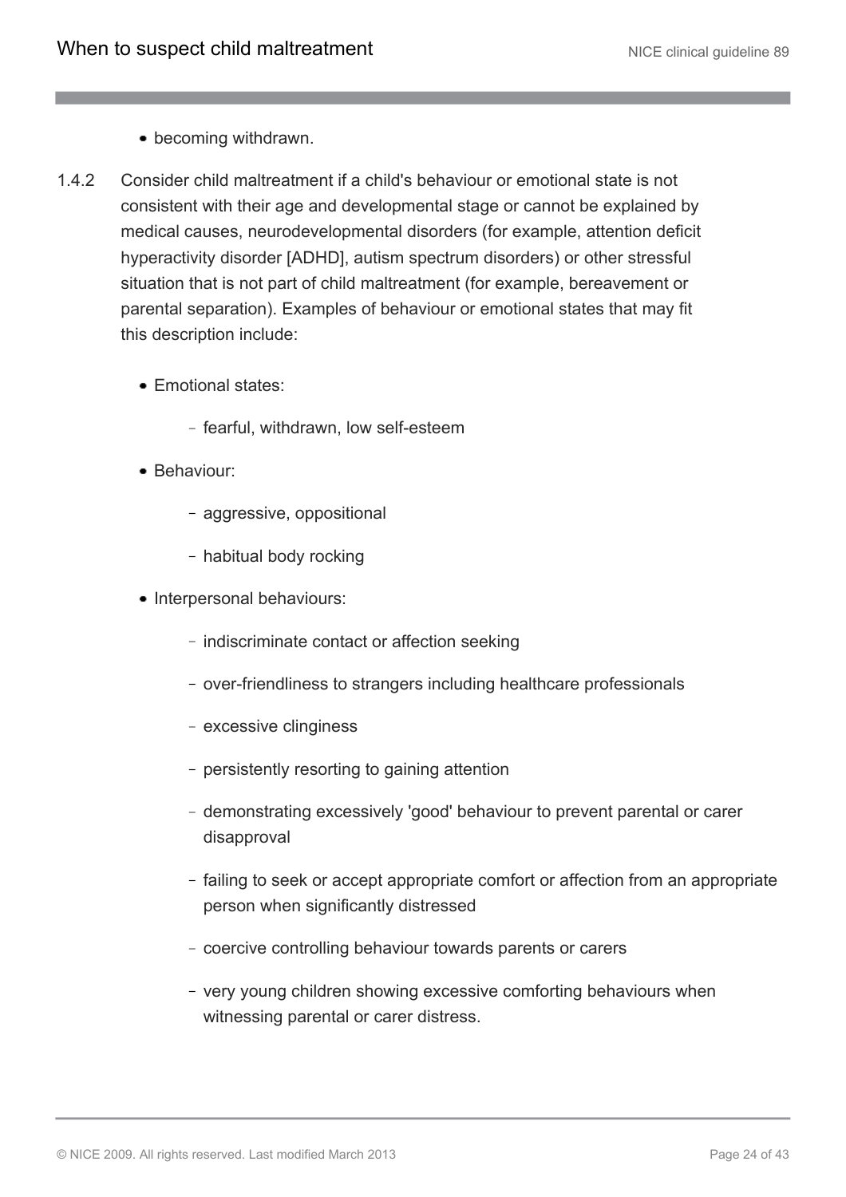- becoming withdrawn.

1.4.2 Consider child maltreatment if a child's behaviour or emotional state is not consistent with their age and developmental stage or cannot be explained by medical causes, neurodevelopmental disorders (for example, attention deficit hyperactivity disorder [ADHD], autism spectrum disorders) or other stressful situation that is not part of child maltreatment (for example, bereavement or parental separation). Examples of behaviour or emotional states that may fit this description include:

- Emotional states:
  - fearful, withdrawn, low self-esteem
- Behaviour:
  - aggressive, oppositional
  - habitual body rocking
- Interpersonal behaviours:
  - indiscriminate contact or affection seeking
  - over-friendliness to strangers including healthcare professionals
  - excessive clinginess
  - persistently resorting to gaining attention
  - demonstrating excessively 'good' behaviour to prevent parental or carer disapproval
  - failing to seek or accept appropriate comfort or affection from an appropriate person when significantly distressed
  - coercive controlling behaviour towards parents or carers
  - very young children showing excessive comforting behaviours when witnessing parental or carer distress.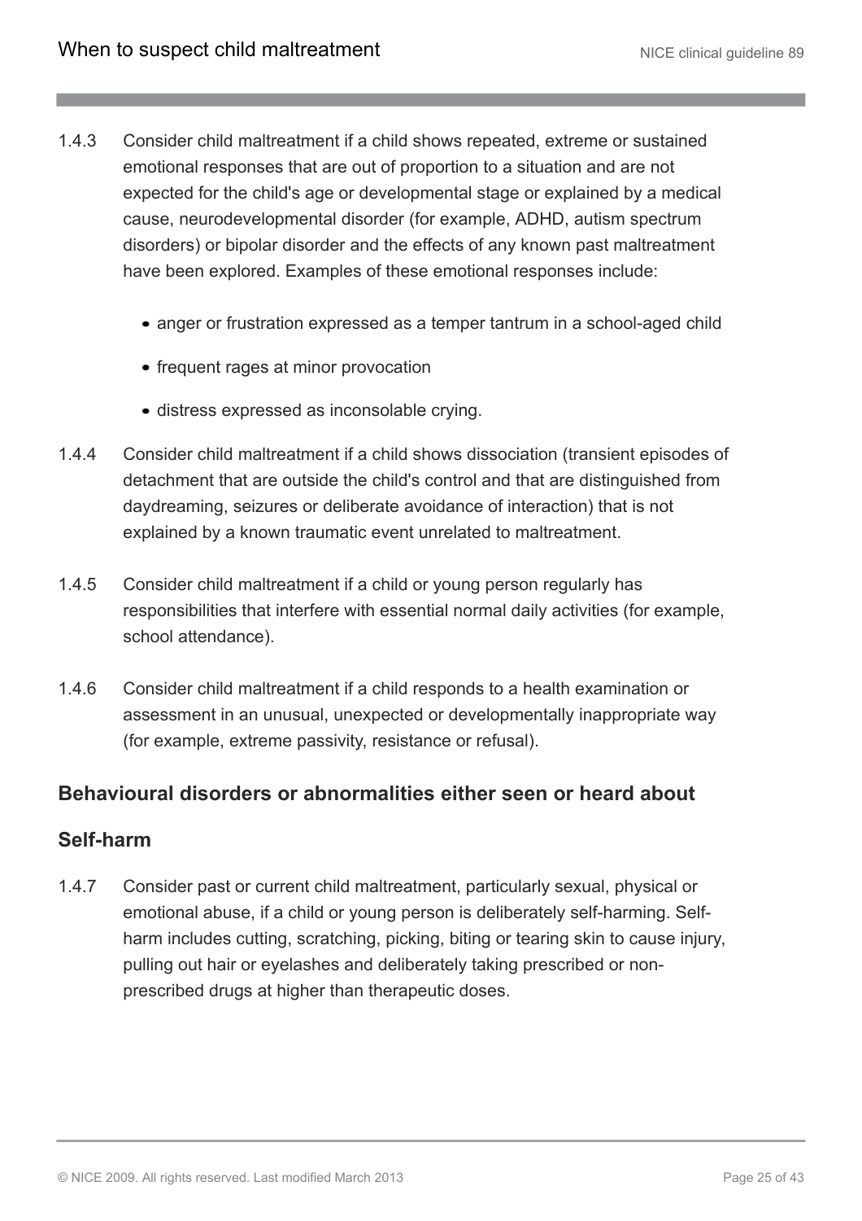1.4.3 Consider child maltreatment if a child shows repeated, extreme or sustained emotional responses that are out of proportion to a situation and are not expected for the child's age or developmental stage or explained by a medical cause, neurodevelopmental disorder (for example, ADHD, autism spectrum disorders) or bipolar disorder and the effects of any known past maltreatment have been explored. Examples of these emotional responses include:

- anger or frustration expressed as a temper tantrum in a school-aged child
- frequent rages at minor provocation
- distress expressed as inconsolable crying.

1.4.4 Consider child maltreatment if a child shows dissociation (transient episodes of detachment that are outside the child's control and that are distinguished from daydreaming, seizures or deliberate avoidance of interaction) that is not explained by a known traumatic event unrelated to maltreatment.

1.4.5 Consider child maltreatment if a child or young person regularly has responsibilities that interfere with essential normal daily activities (for example, school attendance).

1.4.6 Consider child maltreatment if a child responds to a health examination or assessment in an unusual, unexpected or developmentally inappropriate way (for example, extreme passivity, resistance or refusal).

### Behavioural disorders or abnormalities either seen or heard about

### Self-harm

1.4.7 Consider past or current child maltreatment, particularly sexual, physical or emotional abuse, if a child or young person is deliberately self-harming. Self-harm includes cutting, scratching, picking, biting or tearing skin to cause injury, pulling out hair or eyelashes and deliberately taking prescribed or non-prescribed drugs at higher than therapeutic doses.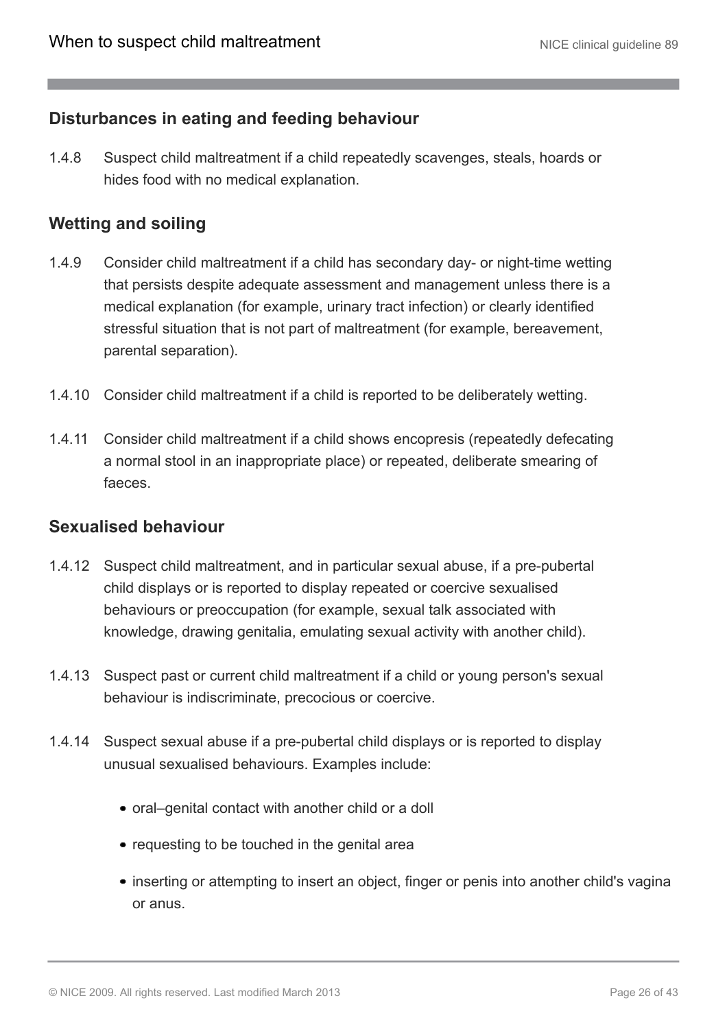### Disturbances in eating and feeding behaviour

1.4.8 Suspect child maltreatment if a child repeatedly scavenges, steals, hoards or hides food with no medical explanation.

### Wetting and soiling

1.4.9 Consider child maltreatment if a child has secondary day- or night-time wetting that persists despite adequate assessment and management unless there is a medical explanation (for example, urinary tract infection) or clearly identified stressful situation that is not part of maltreatment (for example, bereavement, parental separation).

1.4.10 Consider child maltreatment if a child is reported to be deliberately wetting.

1.4.11 Consider child maltreatment if a child shows encopresis (repeatedly defecating a normal stool in an inappropriate place) or repeated, deliberate smearing of faeces.

### Sexualised behaviour

1.4.12 Suspect child maltreatment, and in particular sexual abuse, if a pre-pubertal child displays or is reported to display repeated or coercive sexualised behaviours or preoccupation (for example, sexual talk associated with knowledge, drawing genitalia, emulating sexual activity with another child).

1.4.13 Suspect past or current child maltreatment if a child or young person's sexual behaviour is indiscriminate, precocious or coercive.

1.4.14 Suspect sexual abuse if a pre-pubertal child displays or is reported to display unusual sexualised behaviours. Examples include:

- oral–genital contact with another child or a doll
- requesting to be touched in the genital area
- inserting or attempting to insert an object, finger or penis into another child's vagina or anus.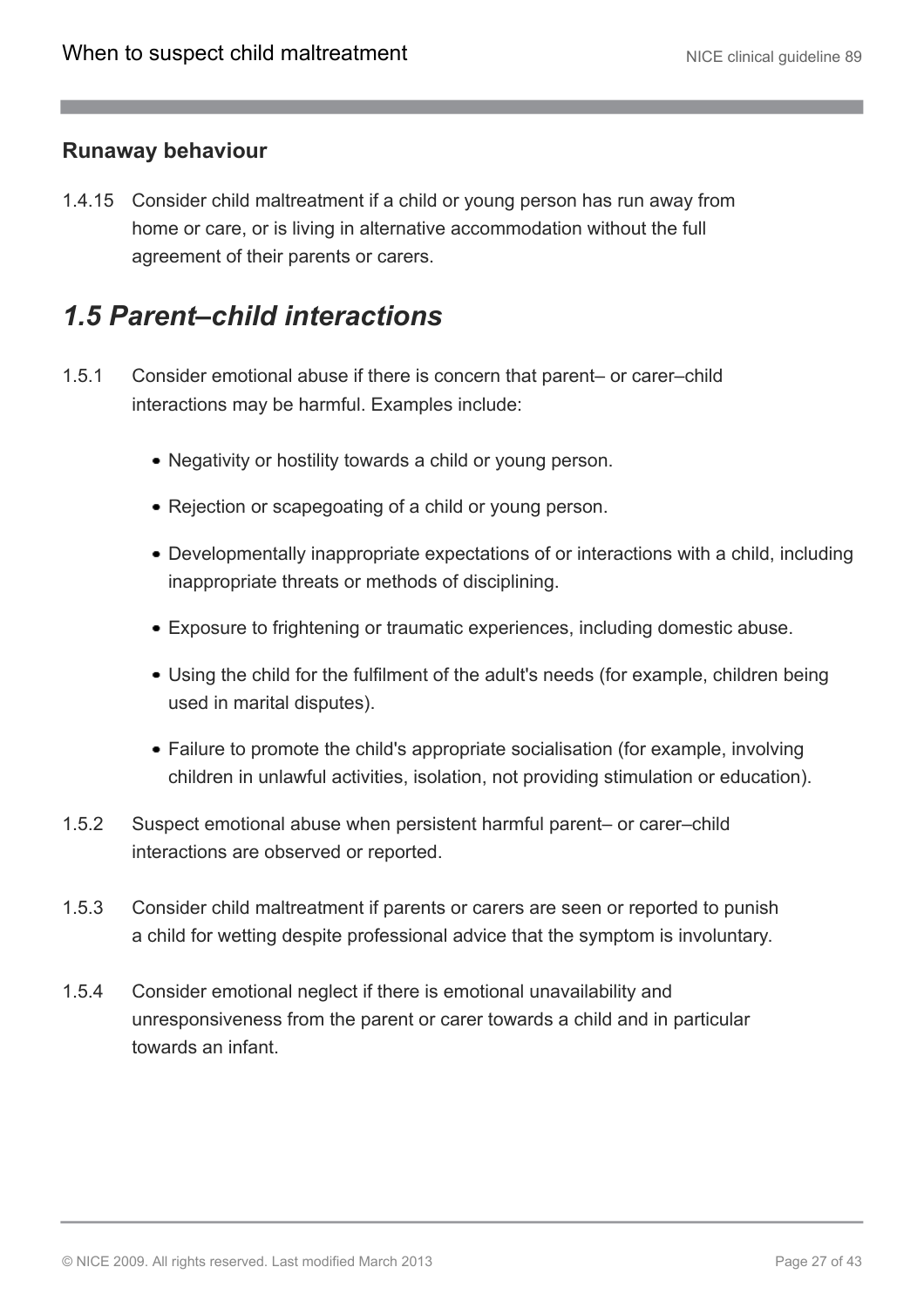### Runaway behaviour

1.4.15 Consider child maltreatment if a child or young person has run away from home or care, or is living in alternative accommodation without the full agreement of their parents or carers.

## *1.5 Parent–child interactions*

1.5.1 Consider emotional abuse if there is concern that parent– or carer–child interactions may be harmful. Examples include:

- Negativity or hostility towards a child or young person.
- Rejection or scapegoating of a child or young person.
- Developmentally inappropriate expectations of or interactions with a child, including inappropriate threats or methods of disciplining.
- Exposure to frightening or traumatic experiences, including domestic abuse.
- Using the child for the fulfilment of the adult's needs (for example, children being used in marital disputes).
- Failure to promote the child's appropriate socialisation (for example, involving children in unlawful activities, isolation, not providing stimulation or education).

1.5.2 Suspect emotional abuse when persistent harmful parent– or carer–child interactions are observed or reported.

1.5.3 Consider child maltreatment if parents or carers are seen or reported to punish a child for wetting despite professional advice that the symptom is involuntary.

1.5.4 Consider emotional neglect if there is emotional unavailability and unresponsiveness from the parent or carer towards a child and in particular towards an infant.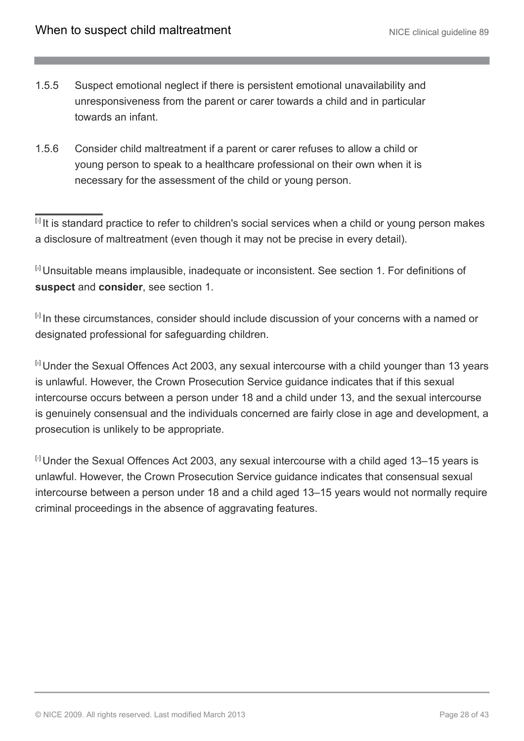1.5.5 Suspect emotional neglect if there is persistent emotional unavailability and unresponsiveness from the parent or carer towards a child and in particular towards an infant.

1.5.6 Consider child maltreatment if a parent or carer refuses to allow a child or young person to speak to a healthcare professional on their own when it is necessary for the assessment of the child or young person.

---

[3] It is standard practice to refer to children's social services when a child or young person makes a disclosure of maltreatment (even though it may not be precise in every detail).

[4] Unsuitable means implausible, inadequate or inconsistent. See section 1. For definitions of **suspect** and **consider**, see section 1.

[5] In these circumstances, consider should include discussion of your concerns with a named or designated professional for safeguarding children.

[6] Under the Sexual Offences Act 2003, any sexual intercourse with a child younger than 13 years is unlawful. However, the Crown Prosecution Service guidance indicates that if this sexual intercourse occurs between a person under 18 and a child under 13, and the sexual intercourse is genuinely consensual and the individuals concerned are fairly close in age and development, a prosecution is unlikely to be appropriate.

[7] Under the Sexual Offences Act 2003, any sexual intercourse with a child aged 13–15 years is unlawful. However, the Crown Prosecution Service guidance indicates that consensual sexual intercourse between a person under 18 and a child aged 13–15 years would not normally require criminal proceedings in the absence of aggravating features.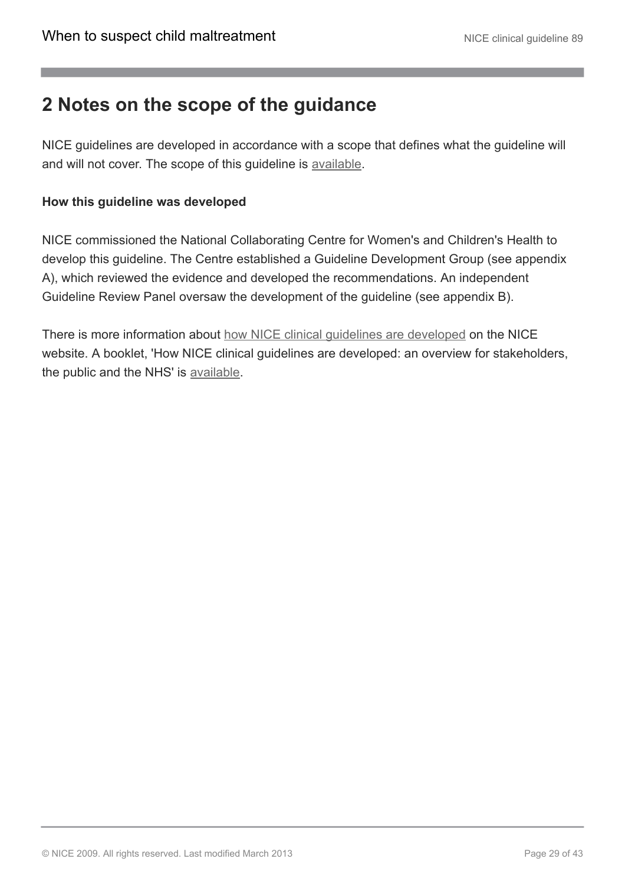## 2 Notes on the scope of the guidance

NICE guidelines are developed in accordance with a scope that defines what the guideline will and will not cover. The scope of this guideline is available.

**How this guideline was developed**

NICE commissioned the National Collaborating Centre for Women's and Children's Health to develop this guideline. The Centre established a Guideline Development Group (see appendix A), which reviewed the evidence and developed the recommendations. An independent Guideline Review Panel oversaw the development of the guideline (see appendix B).

There is more information about how NICE clinical guidelines are developed on the NICE website. A booklet, 'How NICE clinical guidelines are developed: an overview for stakeholders, the public and the NHS' is available.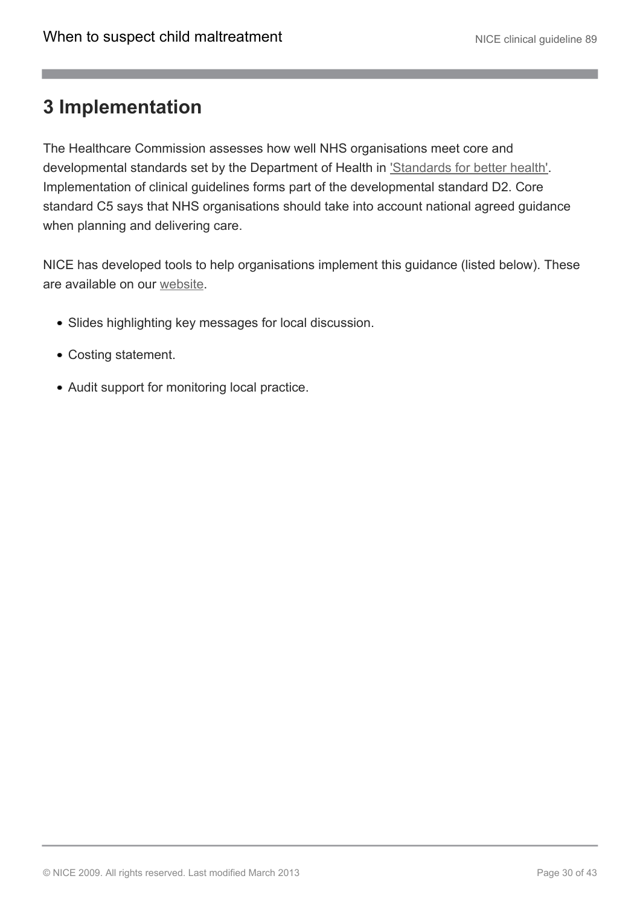# 3 Implementation

The Healthcare Commission assesses how well NHS organisations meet core and developmental standards set by the Department of Health in 'Standards for better health'. Implementation of clinical guidelines forms part of the developmental standard D2. Core standard C5 says that NHS organisations should take into account national agreed guidance when planning and delivering care.

NICE has developed tools to help organisations implement this guidance (listed below). These are available on our website.

- Slides highlighting key messages for local discussion.
- Costing statement.
- Audit support for monitoring local practice.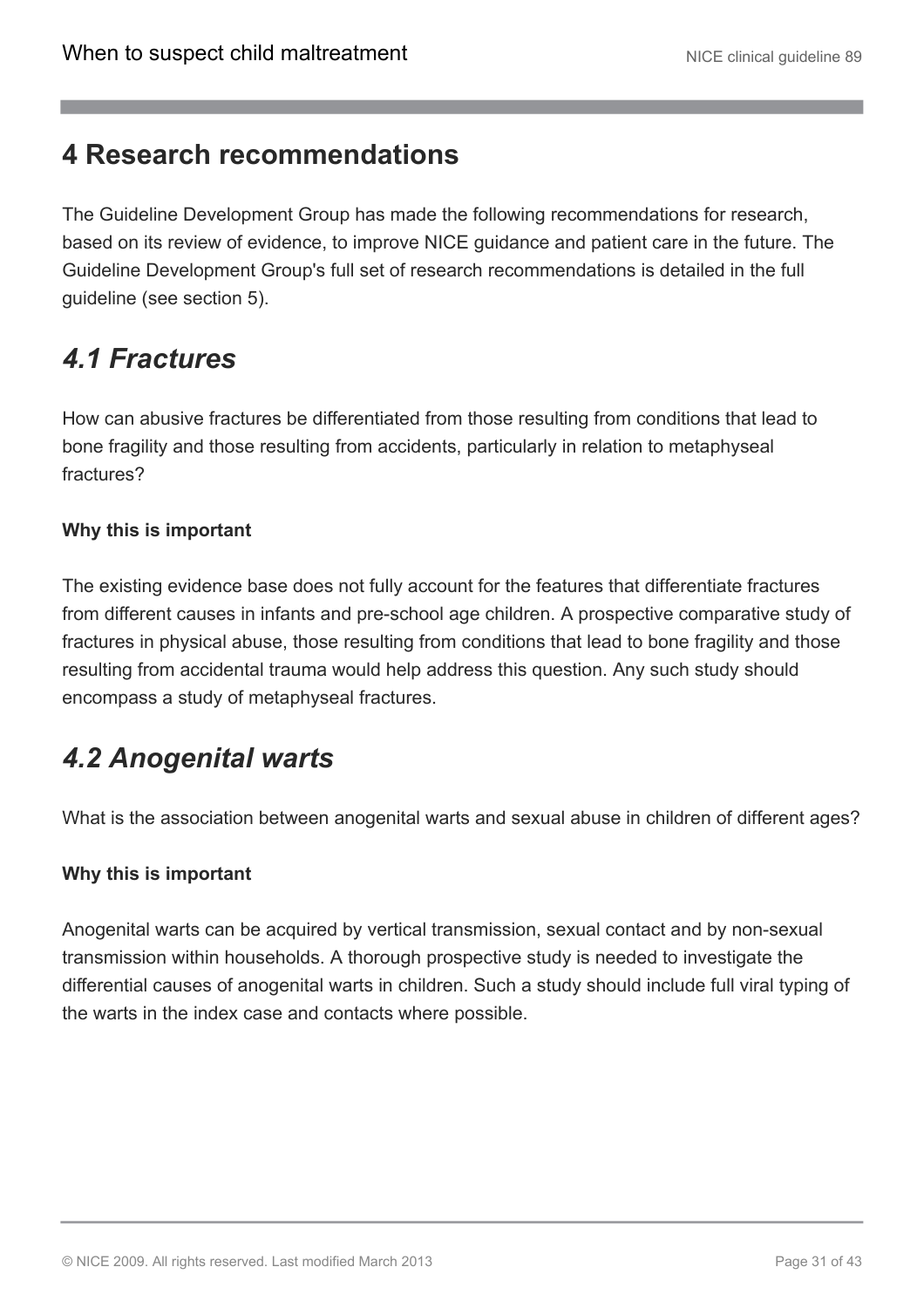# 4 Research recommendations

The Guideline Development Group has made the following recommendations for research, based on its review of evidence, to improve NICE guidance and patient care in the future. The Guideline Development Group's full set of research recommendations is detailed in the full guideline (see section 5).

## *4.1 Fractures*

How can abusive fractures be differentiated from those resulting from conditions that lead to bone fragility and those resulting from accidents, particularly in relation to metaphyseal fractures?

**Why this is important**

The existing evidence base does not fully account for the features that differentiate fractures from different causes in infants and pre-school age children. A prospective comparative study of fractures in physical abuse, those resulting from conditions that lead to bone fragility and those resulting from accidental trauma would help address this question. Any such study should encompass a study of metaphyseal fractures.

## *4.2 Anogenital warts*

What is the association between anogenital warts and sexual abuse in children of different ages?

**Why this is important**

Anogenital warts can be acquired by vertical transmission, sexual contact and by non-sexual transmission within households. A thorough prospective study is needed to investigate the differential causes of anogenital warts in children. Such a study should include full viral typing of the warts in the index case and contacts where possible.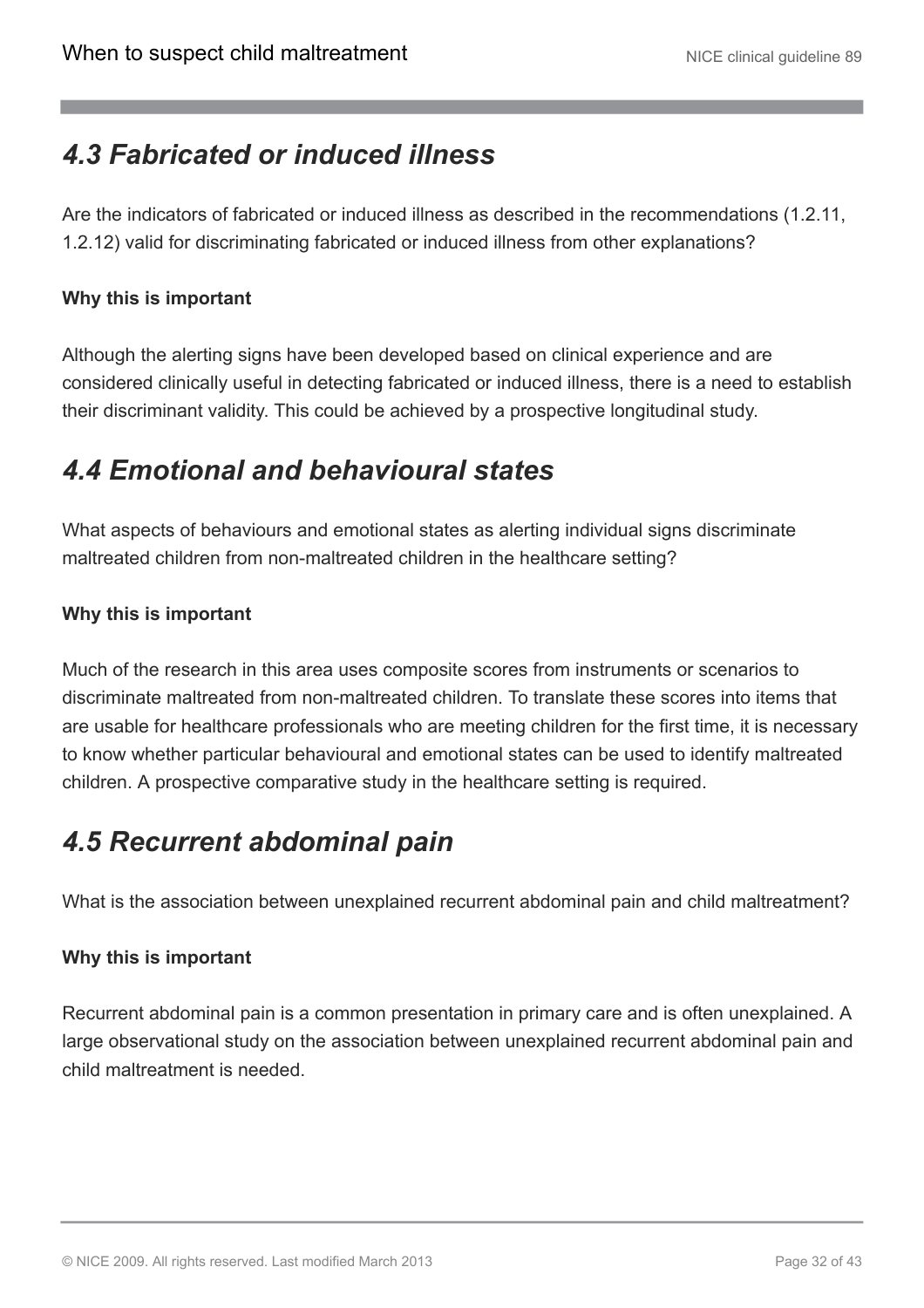## *4.3 Fabricated or induced illness*

Are the indicators of fabricated or induced illness as described in the recommendations (1.2.11, 1.2.12) valid for discriminating fabricated or induced illness from other explanations?

**Why this is important**

Although the alerting signs have been developed based on clinical experience and are considered clinically useful in detecting fabricated or induced illness, there is a need to establish their discriminant validity. This could be achieved by a prospective longitudinal study.

## *4.4 Emotional and behavioural states*

What aspects of behaviours and emotional states as alerting individual signs discriminate maltreated children from non-maltreated children in the healthcare setting?

**Why this is important**

Much of the research in this area uses composite scores from instruments or scenarios to discriminate maltreated from non-maltreated children. To translate these scores into items that are usable for healthcare professionals who are meeting children for the first time, it is necessary to know whether particular behavioural and emotional states can be used to identify maltreated children. A prospective comparative study in the healthcare setting is required.

## *4.5 Recurrent abdominal pain*

What is the association between unexplained recurrent abdominal pain and child maltreatment?

**Why this is important**

Recurrent abdominal pain is a common presentation in primary care and is often unexplained. A large observational study on the association between unexplained recurrent abdominal pain and child maltreatment is needed.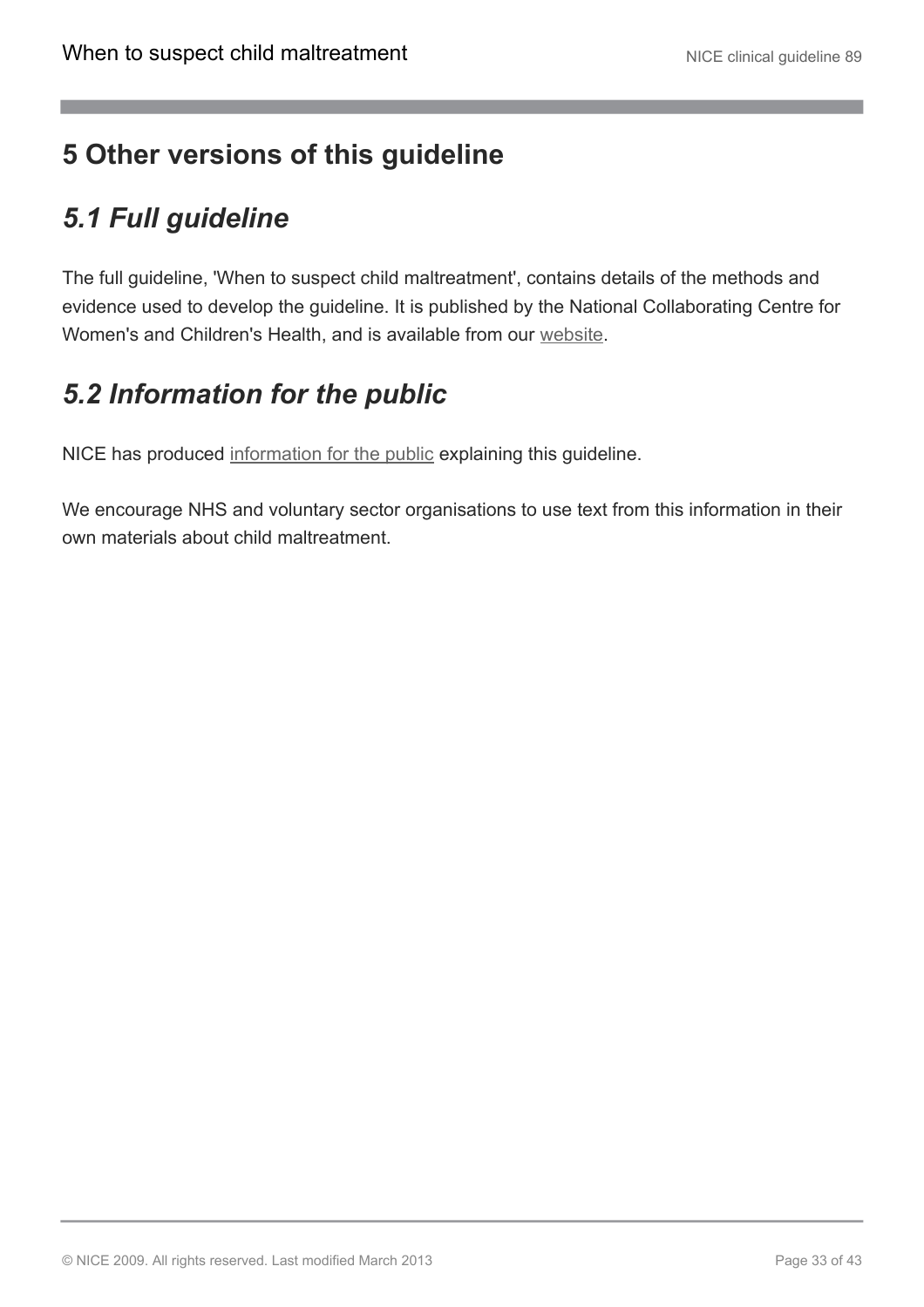# 5 Other versions of this guideline

## *5.1 Full guideline*

The full guideline, 'When to suspect child maltreatment', contains details of the methods and evidence used to develop the guideline. It is published by the National Collaborating Centre for Women's and Children's Health, and is available from our website.

## *5.2 Information for the public*

NICE has produced information for the public explaining this guideline.

We encourage NHS and voluntary sector organisations to use text from this information in their own materials about child maltreatment.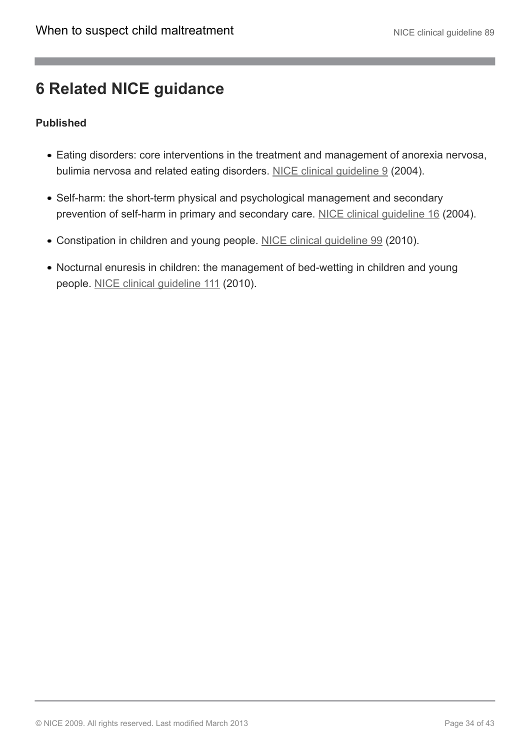# 6 Related NICE guidance

**Published**

- Eating disorders: core interventions in the treatment and management of anorexia nervosa, bulimia nervosa and related eating disorders. NICE clinical guideline 9 (2004).
- Self-harm: the short-term physical and psychological management and secondary prevention of self-harm in primary and secondary care. NICE clinical guideline 16 (2004).
- Constipation in children and young people. NICE clinical guideline 99 (2010).
- Nocturnal enuresis in children: the management of bed-wetting in children and young people. NICE clinical guideline 111 (2010).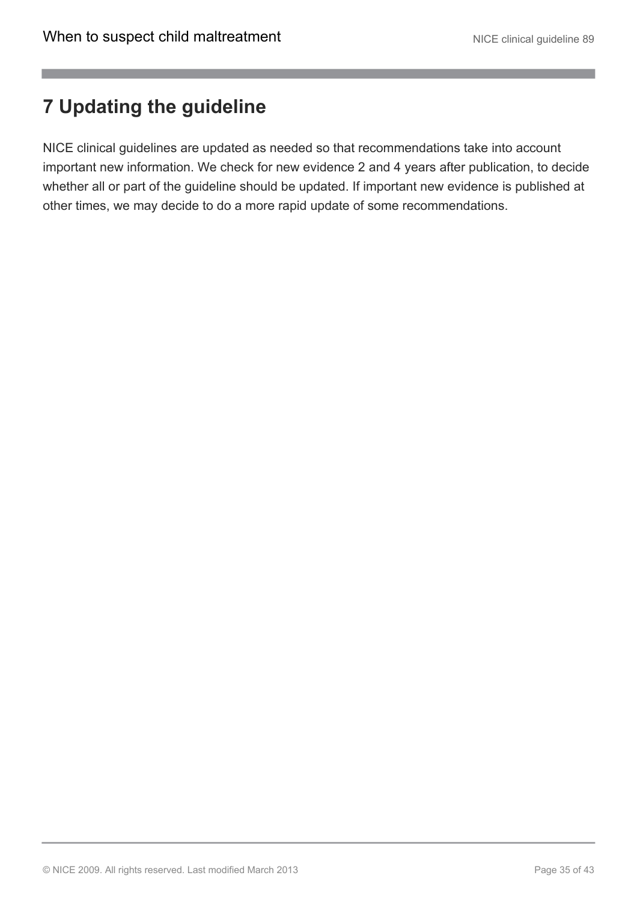# 7 Updating the guideline

NICE clinical guidelines are updated as needed so that recommendations take into account important new information. We check for new evidence 2 and 4 years after publication, to decide whether all or part of the guideline should be updated. If important new evidence is published at other times, we may decide to do a more rapid update of some recommendations.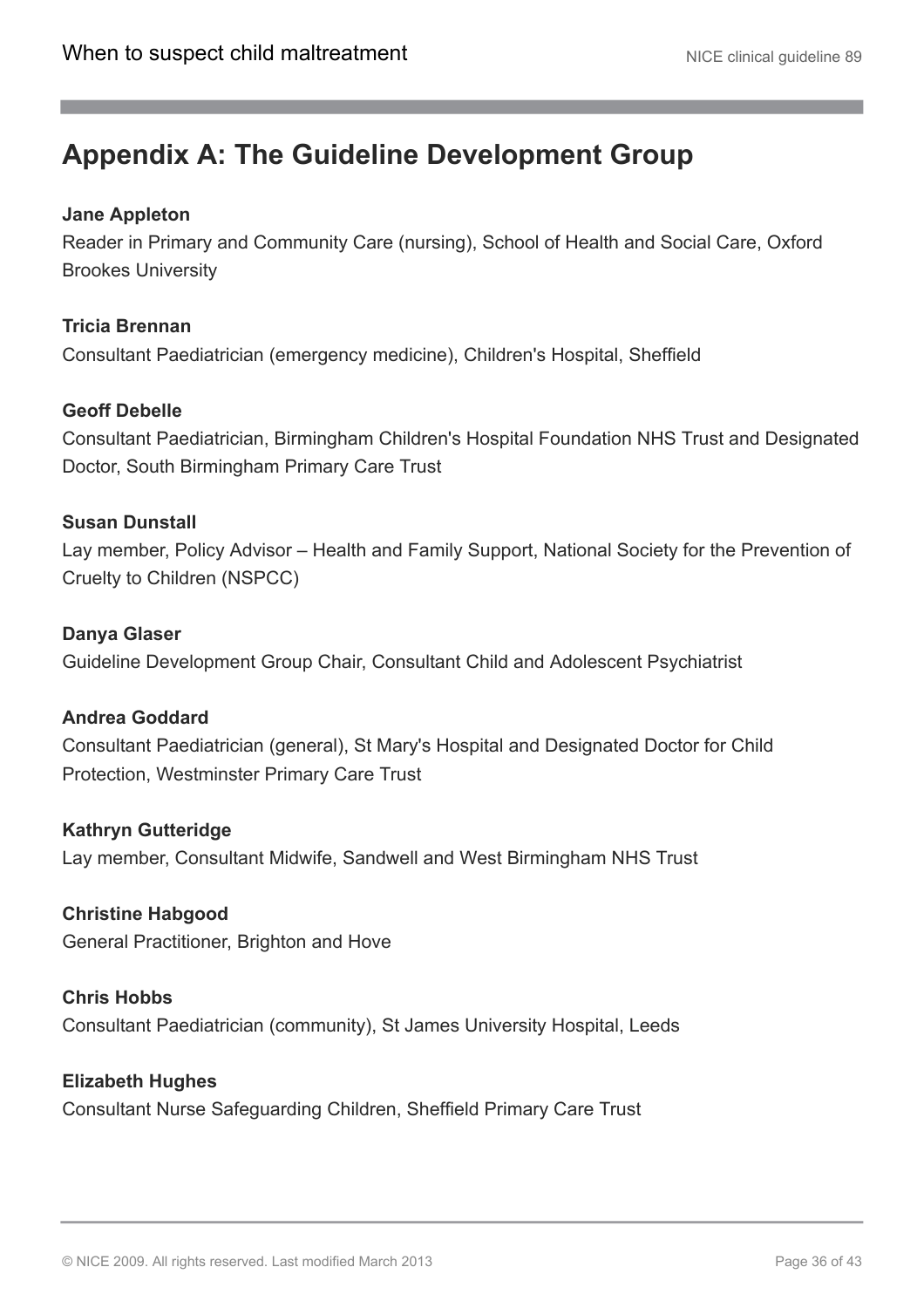# Appendix A: The Guideline Development Group

**Jane Appleton**
Reader in Primary and Community Care (nursing), School of Health and Social Care, Oxford Brookes University

**Tricia Brennan**
Consultant Paediatrician (emergency medicine), Children's Hospital, Sheffield

**Geoff Debelle**
Consultant Paediatrician, Birmingham Children's Hospital Foundation NHS Trust and Designated Doctor, South Birmingham Primary Care Trust

**Susan Dunstall**
Lay member, Policy Advisor – Health and Family Support, National Society for the Prevention of Cruelty to Children (NSPCC)

**Danya Glaser**
Guideline Development Group Chair, Consultant Child and Adolescent Psychiatrist

**Andrea Goddard**
Consultant Paediatrician (general), St Mary's Hospital and Designated Doctor for Child Protection, Westminster Primary Care Trust

**Kathryn Gutteridge**
Lay member, Consultant Midwife, Sandwell and West Birmingham NHS Trust

**Christine Habgood**
General Practitioner, Brighton and Hove

**Chris Hobbs**
Consultant Paediatrician (community), St James University Hospital, Leeds

**Elizabeth Hughes**
Consultant Nurse Safeguarding Children, Sheffield Primary Care Trust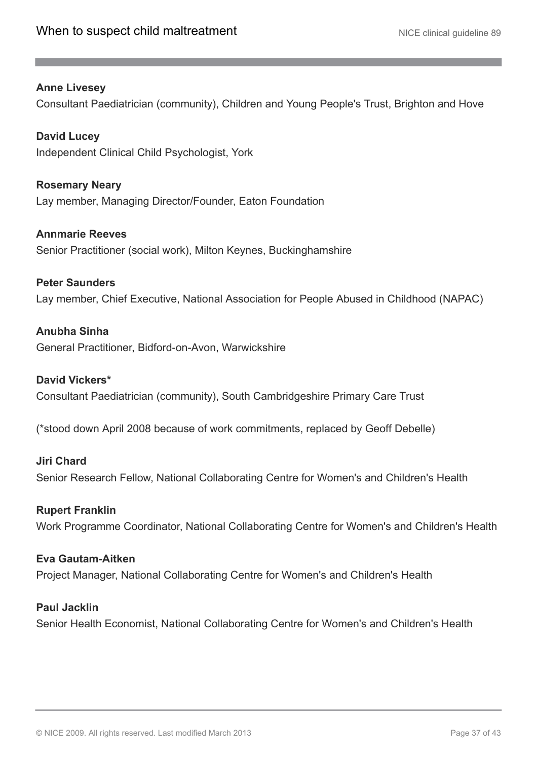**Anne Livesey**
Consultant Paediatrician (community), Children and Young People's Trust, Brighton and Hove

**David Lucey**
Independent Clinical Child Psychologist, York

**Rosemary Neary**
Lay member, Managing Director/Founder, Eaton Foundation

**Annmarie Reeves**
Senior Practitioner (social work), Milton Keynes, Buckinghamshire

**Peter Saunders**
Lay member, Chief Executive, National Association for People Abused in Childhood (NAPAC)

**Anubha Sinha**
General Practitioner, Bidford-on-Avon, Warwickshire

**David Vickers***
Consultant Paediatrician (community), South Cambridgeshire Primary Care Trust

(*stood down April 2008 because of work commitments, replaced by Geoff Debelle)

**Jiri Chard**
Senior Research Fellow, National Collaborating Centre for Women's and Children's Health

**Rupert Franklin**
Work Programme Coordinator, National Collaborating Centre for Women's and Children's Health

**Eva Gautam-Aitken**
Project Manager, National Collaborating Centre for Women's and Children's Health

**Paul Jacklin**
Senior Health Economist, National Collaborating Centre for Women's and Children's Health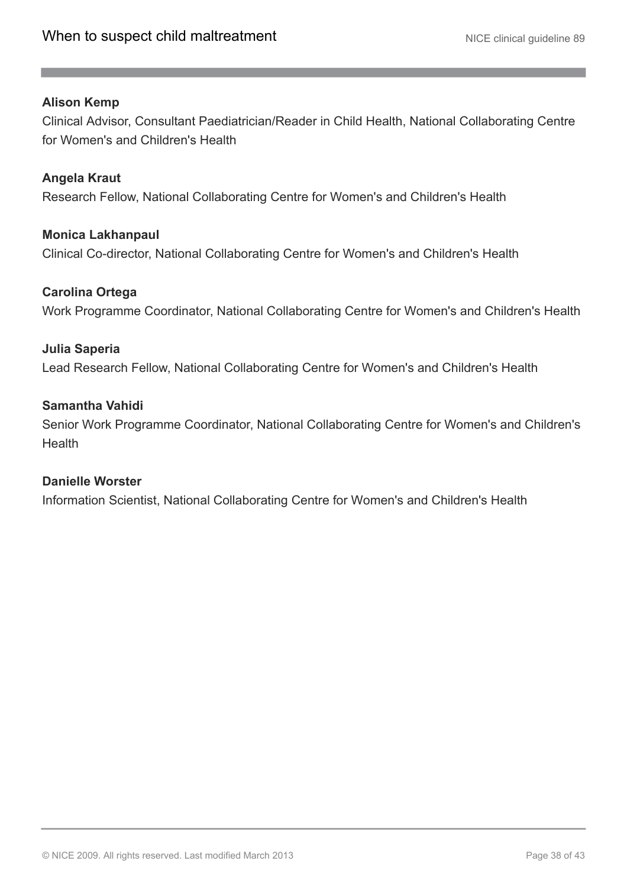**Alison Kemp**

Clinical Advisor, Consultant Paediatrician/Reader in Child Health, National Collaborating Centre for Women's and Children's Health

**Angela Kraut**

Research Fellow, National Collaborating Centre for Women's and Children's Health

**Monica Lakhanpaul**

Clinical Co-director, National Collaborating Centre for Women's and Children's Health

**Carolina Ortega**

Work Programme Coordinator, National Collaborating Centre for Women's and Children's Health

**Julia Saperia**

Lead Research Fellow, National Collaborating Centre for Women's and Children's Health

**Samantha Vahidi**

Senior Work Programme Coordinator, National Collaborating Centre for Women's and Children's Health

**Danielle Worster**

Information Scientist, National Collaborating Centre for Women's and Children's Health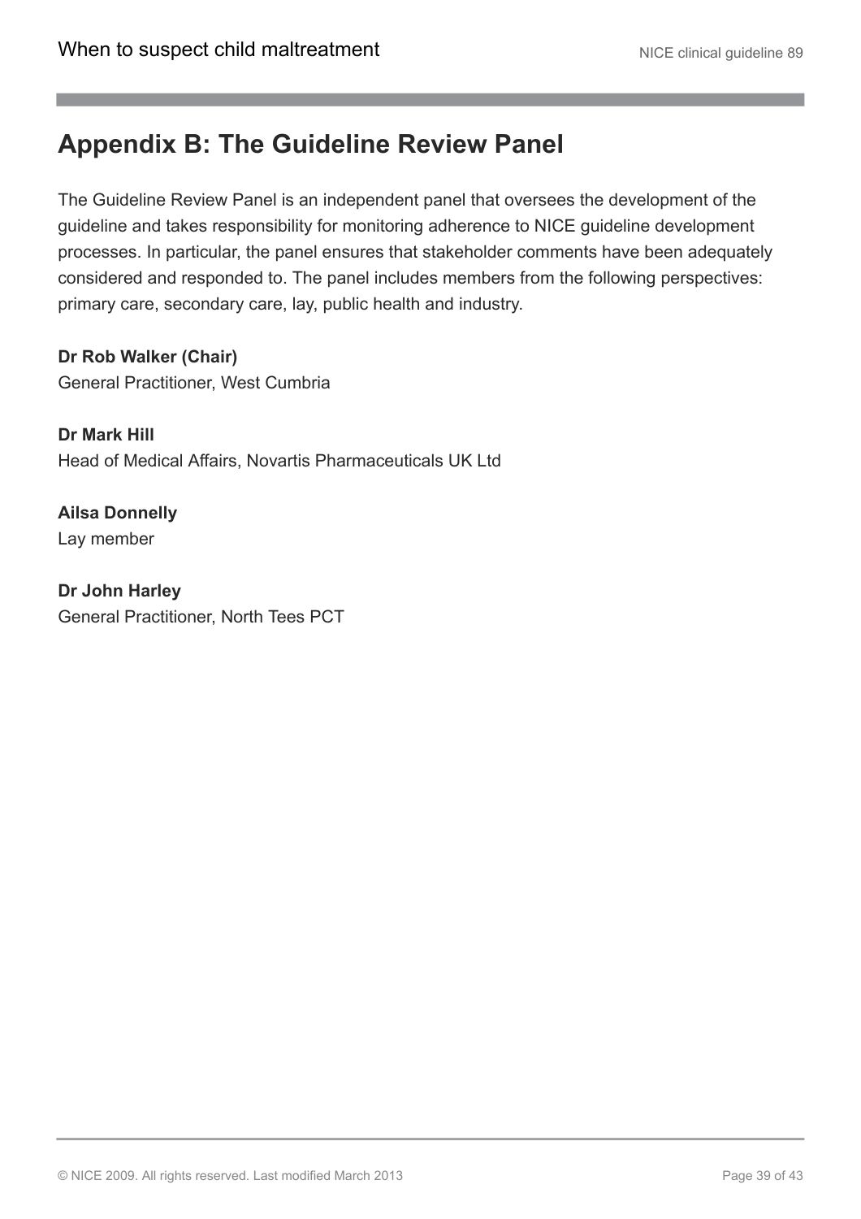## Appendix B: The Guideline Review Panel

The Guideline Review Panel is an independent panel that oversees the development of the guideline and takes responsibility for monitoring adherence to NICE guideline development processes. In particular, the panel ensures that stakeholder comments have been adequately considered and responded to. The panel includes members from the following perspectives: primary care, secondary care, lay, public health and industry.

**Dr Rob Walker (Chair)**
General Practitioner, West Cumbria

**Dr Mark Hill**
Head of Medical Affairs, Novartis Pharmaceuticals UK Ltd

**Ailsa Donnelly**
Lay member

**Dr John Harley**
General Practitioner, North Tees PCT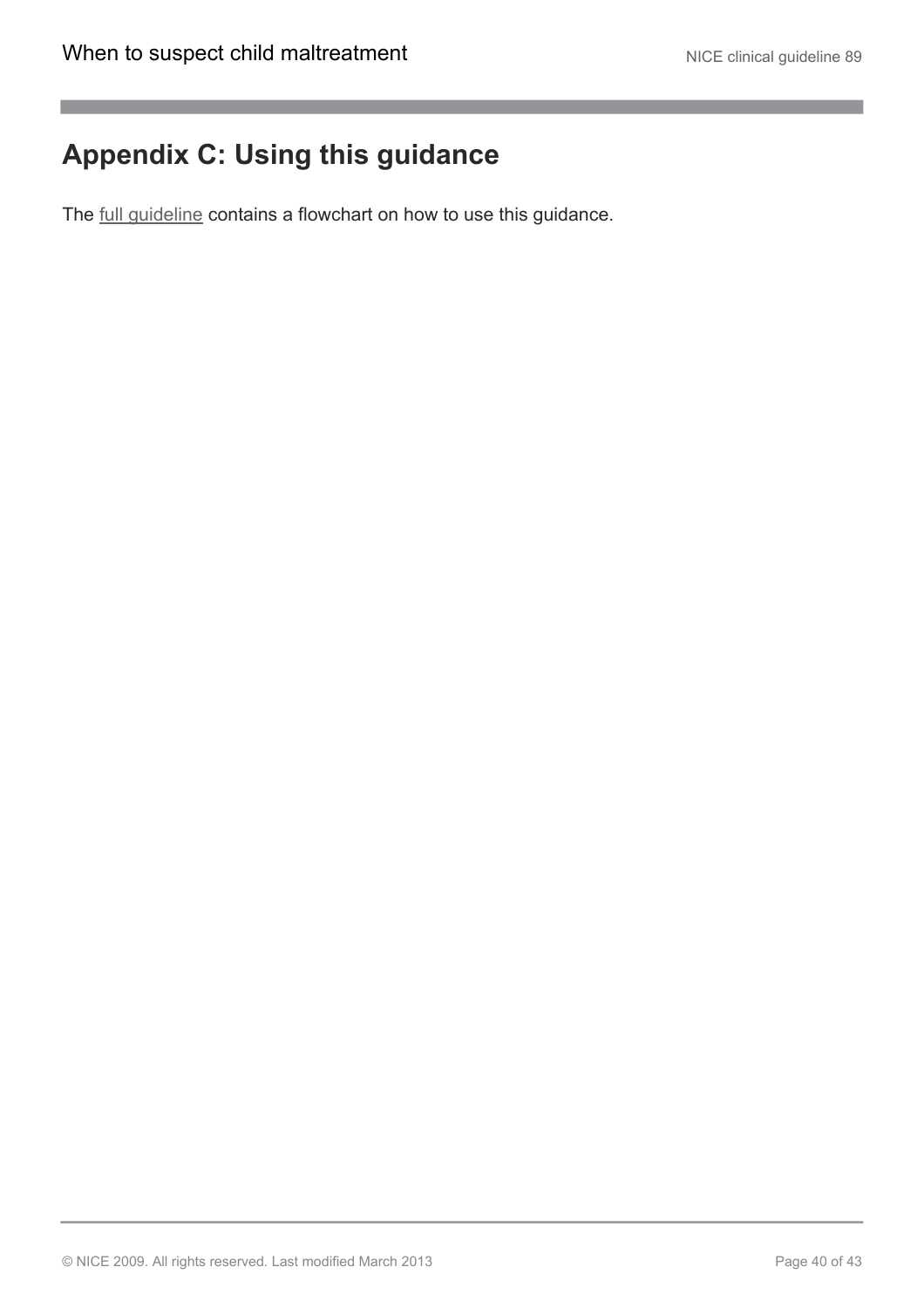## Appendix C: Using this guidance

The full guideline contains a flowchart on how to use this guidance.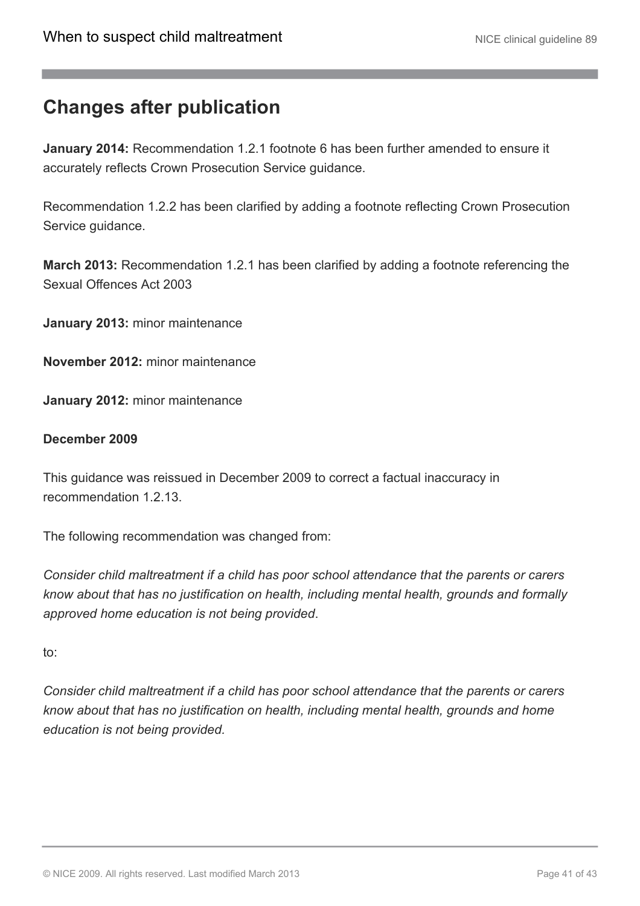## Changes after publication

**January 2014:** Recommendation 1.2.1 footnote 6 has been further amended to ensure it accurately reflects Crown Prosecution Service guidance.

Recommendation 1.2.2 has been clarified by adding a footnote reflecting Crown Prosecution Service guidance.

**March 2013:** Recommendation 1.2.1 has been clarified by adding a footnote referencing the Sexual Offences Act 2003

**January 2013:** minor maintenance

**November 2012:** minor maintenance

**January 2012:** minor maintenance

**December 2009**

This guidance was reissued in December 2009 to correct a factual inaccuracy in recommendation 1.2.13.

The following recommendation was changed from:

*Consider child maltreatment if a child has poor school attendance that the parents or carers know about that has no justification on health, including mental health, grounds and formally approved home education is not being provided*.

to:

*Consider child maltreatment if a child has poor school attendance that the parents or carers know about that has no justification on health, including mental health, grounds and home education is not being provided.*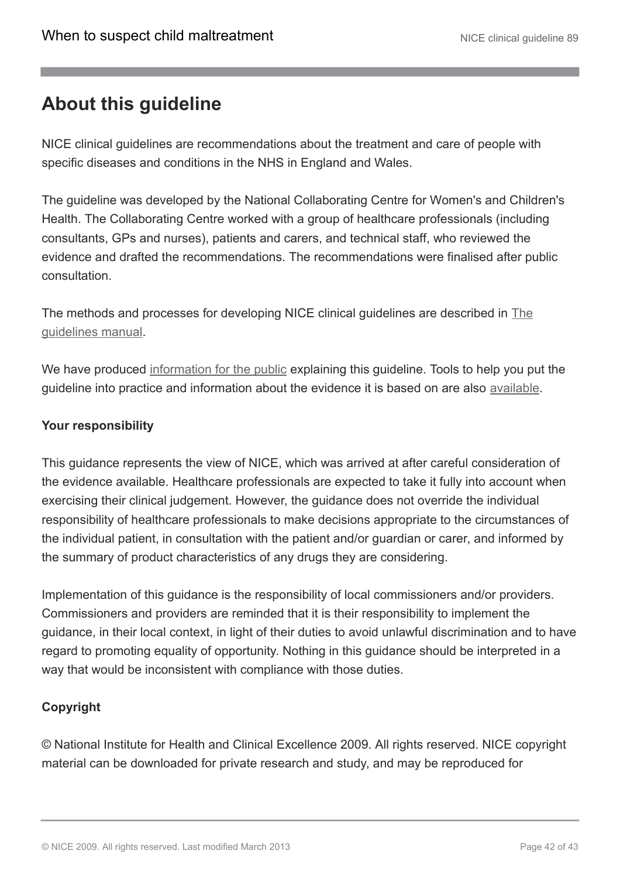## About this guideline

NICE clinical guidelines are recommendations about the treatment and care of people with specific diseases and conditions in the NHS in England and Wales.

The guideline was developed by the National Collaborating Centre for Women's and Children's Health. The Collaborating Centre worked with a group of healthcare professionals (including consultants, GPs and nurses), patients and carers, and technical staff, who reviewed the evidence and drafted the recommendations. The recommendations were finalised after public consultation.

The methods and processes for developing NICE clinical guidelines are described in The guidelines manual.

We have produced information for the public explaining this guideline. Tools to help you put the guideline into practice and information about the evidence it is based on are also available.

**Your responsibility**

This guidance represents the view of NICE, which was arrived at after careful consideration of the evidence available. Healthcare professionals are expected to take it fully into account when exercising their clinical judgement. However, the guidance does not override the individual responsibility of healthcare professionals to make decisions appropriate to the circumstances of the individual patient, in consultation with the patient and/or guardian or carer, and informed by the summary of product characteristics of any drugs they are considering.

Implementation of this guidance is the responsibility of local commissioners and/or providers. Commissioners and providers are reminded that it is their responsibility to implement the guidance, in their local context, in light of their duties to avoid unlawful discrimination and to have regard to promoting equality of opportunity. Nothing in this guidance should be interpreted in a way that would be inconsistent with compliance with those duties.

**Copyright**

© National Institute for Health and Clinical Excellence 2009. All rights reserved. NICE copyright material can be downloaded for private research and study, and may be reproduced for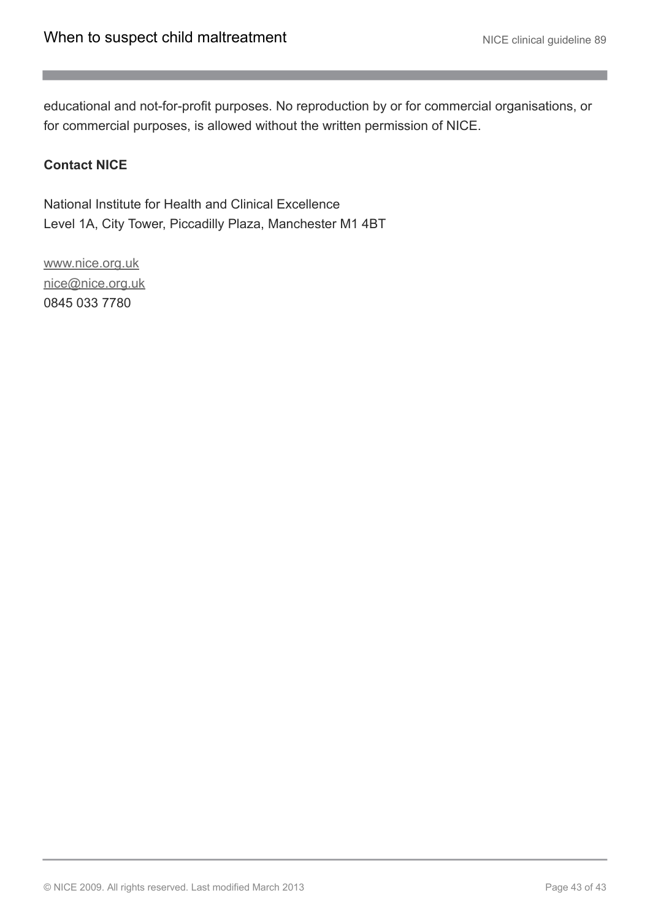educational and not-for-profit purposes. No reproduction by or for commercial organisations, or for commercial purposes, is allowed without the written permission of NICE.

**Contact NICE**

National Institute for Health and Clinical Excellence
Level 1A, City Tower, Piccadilly Plaza, Manchester M1 4BT

www.nice.org.uk
nice@nice.org.uk
0845 033 7780